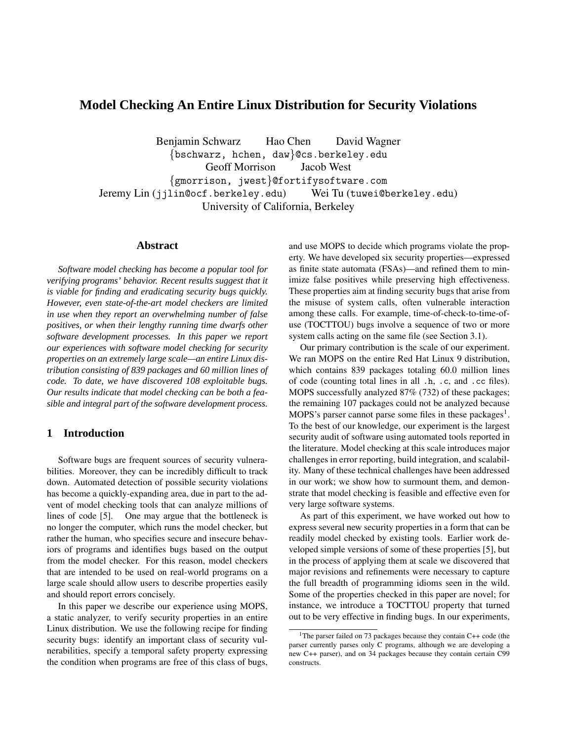# Model Checking An Entire Linux Distribution for Security Violations

Benjamin Schwarz  Hao Chen  David Wagner
{bschwarz, hchen, daw}@cs.berkeley.edu
Geoff Morrison  Jacob West
{gmorrison, jwest}@fortifysoftware.com
Jeremy Lin (jjlin@ocf.berkeley.edu)  Wei Tu (tuwei@berkeley.edu)
University of California, Berkeley

## Abstract

*Software model checking has become a popular tool for verifying programs' behavior. Recent results suggest that it is viable for finding and eradicating security bugs quickly. However, even state-of-the-art model checkers are limited in use when they report an overwhelming number of false positives, or when their lengthy running time dwarfs other software development processes. In this paper we report our experiences with software model checking for security properties on an extremely large scale—an entire Linux distribution consisting of 839 packages and 60 million lines of code. To date, we have discovered 108 exploitable bugs. Our results indicate that model checking can be both a feasible and integral part of the software development process.*

## 1 Introduction

Software bugs are frequent sources of security vulnerabilities. Moreover, they can be incredibly difficult to track down. Automated detection of possible security violations has become a quickly-expanding area, due in part to the advent of model checking tools that can analyze millions of lines of code [5]. One may argue that the bottleneck is no longer the computer, which runs the model checker, but rather the human, who specifies secure and insecure behaviors of programs and identifies bugs based on the output from the model checker. For this reason, model checkers that are intended to be used on real-world programs on a large scale should allow users to describe properties easily and should report errors concisely.

In this paper we describe our experience using MOPS, a static analyzer, to verify security properties in an entire Linux distribution. We use the following recipe for finding security bugs: identify an important class of security vulnerabilities, specify a temporal safety property expressing the condition when programs are free of this class of bugs, and use MOPS to decide which programs violate the property. We have developed six security properties—expressed as finite state automata (FSAs)—and refined them to minimize false positives while preserving high effectiveness. These properties aim at finding security bugs that arise from the misuse of system calls, often vulnerable interaction among these calls. For example, time-of-check-to-time-of-use (TOCTTOU) bugs involve a sequence of two or more system calls acting on the same file (see Section 3.1).

Our primary contribution is the scale of our experiment. We ran MOPS on the entire Red Hat Linux 9 distribution, which contains 839 packages totaling 60.0 million lines of code (counting total lines in all .h, .c, and .cc files). MOPS successfully analyzed 87% (732) of these packages; the remaining 107 packages could not be analyzed because MOPS's parser cannot parse some files in these packages[1]. To the best of our knowledge, our experiment is the largest security audit of software using automated tools reported in the literature. Model checking at this scale introduces major challenges in error reporting, build integration, and scalability. Many of these technical challenges have been addressed in our work; we show how to surmount them, and demonstrate that model checking is feasible and effective even for very large software systems.

As part of this experiment, we have worked out how to express several new security properties in a form that can be readily model checked by existing tools. Earlier work developed simple versions of some of these properties [5], but in the process of applying them at scale we discovered that major revisions and refinements were necessary to capture the full breadth of programming idioms seen in the wild. Some of the properties checked in this paper are novel; for instance, we introduce a TOCTTOU property that turned out to be very effective in finding bugs. In our experiments,

[1] The parser failed on 73 packages because they contain C++ code (the parser currently parses only C programs, although we are developing a new C++ parser), and on 34 packages because they contain certain C99 constructs.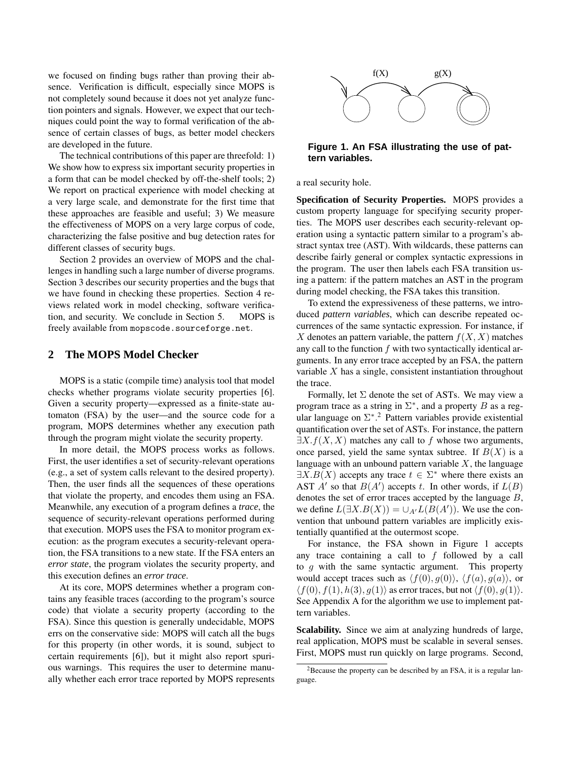we focused on finding bugs rather than proving their absence. Verification is difficult, especially since MOPS is not completely sound because it does not yet analyze function pointers and signals. However, we expect that our techniques could point the way to formal verification of the absence of certain classes of bugs, as better model checkers are developed in the future.

The technical contributions of this paper are threefold: 1) We show how to express six important security properties in a form that can be model checked by off-the-shelf tools; 2) We report on practical experience with model checking at a very large scale, and demonstrate for the first time that these approaches are feasible and useful; 3) We measure the effectiveness of MOPS on a very large corpus of code, characterizing the false positive and bug detection rates for different classes of security bugs.

Section 2 provides an overview of MOPS and the challenges in handling such a large number of diverse programs. Section 3 describes our security properties and the bugs that we have found in checking these properties. Section 4 reviews related work in model checking, software verification, and security. We conclude in Section 5. MOPS is freely available from `mopscode.sourceforge.net`.

## 2 The MOPS Model Checker

MOPS is a static (compile time) analysis tool that model checks whether programs violate security properties [6]. Given a security property—expressed as a finite-state automaton (FSA) by the user—and the source code for a program, MOPS determines whether any execution path through the program might violate the security property.

In more detail, the MOPS process works as follows. First, the user identifies a set of security-relevant operations (e.g., a set of system calls relevant to the desired property). Then, the user finds all the sequences of these operations that violate the property, and encodes them using an FSA. Meanwhile, any execution of a program defines a *trace*, the sequence of security-relevant operations performed during that execution. MOPS uses the FSA to monitor program execution: as the program executes a security-relevant operation, the FSA transitions to a new state. If the FSA enters an *error state*, the program violates the security property, and this execution defines an *error trace*.

At its core, MOPS determines whether a program contains any feasible traces (according to the program's source code) that violate a security property (according to the FSA). Since this question is generally undecidable, MOPS errs on the conservative side: MOPS will catch all the bugs for this property (in other words, it is sound, subject to certain requirements [6]), but it might also report spurious warnings. This requires the user to determine manually whether each error trace reported by MOPS represents a real security hole.

f(X) g(X)

**Figure 1. An FSA illustrating the use of pattern variables.**

**Specification of Security Properties.** MOPS provides a custom property language for specifying security properties. The MOPS user describes each security-relevant operation using a syntactic pattern similar to a program's abstract syntax tree (AST). With wildcards, these patterns can describe fairly general or complex syntactic expressions in the program. The user then labels each FSA transition using a pattern: if the pattern matches an AST in the program during model checking, the FSA takes this transition.

To extend the expressiveness of these patterns, we introduced *pattern variables*, which can describe repeated occurrences of the same syntactic expression. For instance, if $X$ denotes an pattern variable, the pattern $f(X, X)$ matches any call to the function $f$ with two syntactically identical arguments. In any error trace accepted by an FSA, the pattern variable $X$ has a single, consistent instantiation throughout the trace.

Formally, let $\Sigma$ denote the set of ASTs. We may view a program trace as a string in $\Sigma^*$, and a property $B$ as a regular language on $\Sigma^*$.[2] Pattern variables provide existential quantification over the set of ASTs. For instance, the pattern $\exists X.f(X, X)$ matches any call to $f$ whose two arguments, once parsed, yield the same syntax subtree. If $B(X)$ is a language with an unbound pattern variable $X$, the language $\exists X.B(X)$ accepts any trace $t \in \Sigma^*$ where there exists an AST $A'$ so that $B(A')$ accepts $t$. In other words, if $L(B)$ denotes the set of error traces accepted by the language $B$, we define $L(\exists X.B(X)) = \cup_{A'} L(B(A'))$. We use the convention that unbound pattern variables are implicitly existentially quantified at the outermost scope.

For instance, the FSA shown in Figure 1 accepts any trace containing a call to $f$ followed by a call to $g$ with the same syntactic argument. This property would accept traces such as $\langle f(0), g(0)\rangle$, $\langle f(a), g(a)\rangle$, or $\langle f(0), f(1), h(3), g(1)\rangle$ as error traces, but not $\langle f(0), g(1)\rangle$. See Appendix A for the algorithm we use to implement pattern variables.

**Scalability.** Since we aim at analyzing hundreds of large, real application, MOPS must be scalable in several senses. First, MOPS must run quickly on large programs. Second,

[2] Because the property can be described by an FSA, it is a regular language.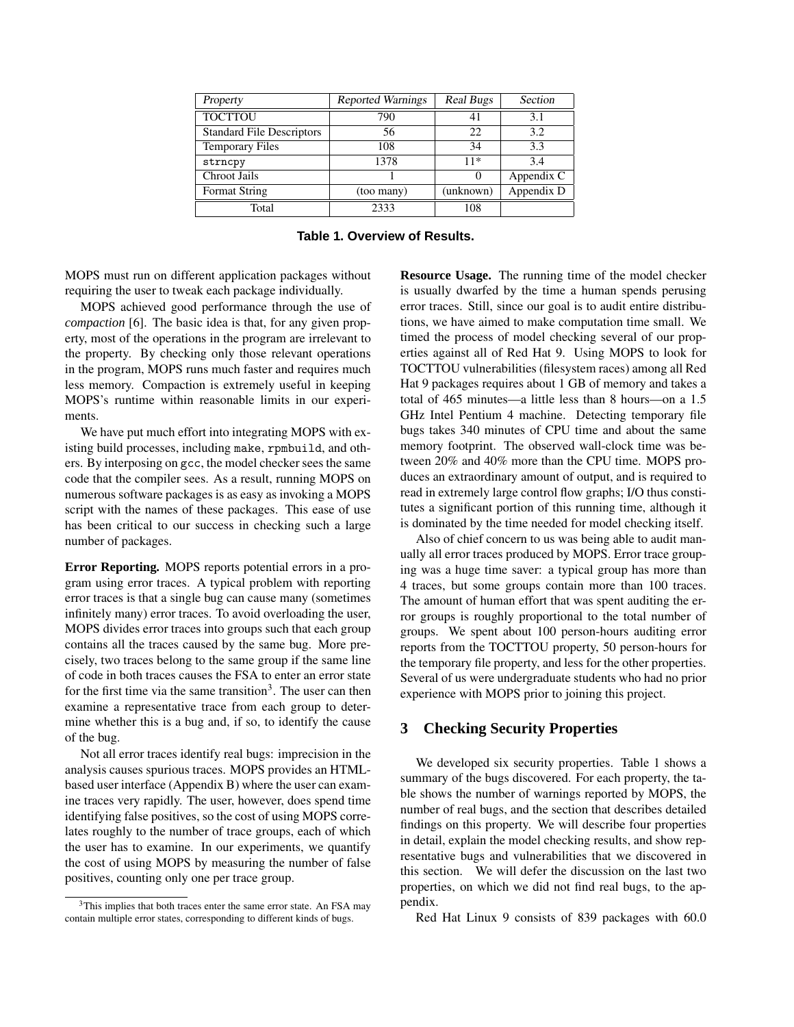| *Property* | *Reported Warnings* | *Real Bugs* | *Section* |
|---|---|---|---|
| TOCTTOU | 790 | 41 | 3.1 |
| Standard File Descriptors | 56 | 22 | 3.2 |
| Temporary Files | 108 | 34 | 3.3 |
| `strncpy` | 1378 | 11* | 3.4 |
| Chroot Jails | 1 | 0 | Appendix C |
| Format String | (too many) | (unknown) | Appendix D |
| Total | 2333 | 108 | |

**Table 1. Overview of Results.**

MOPS must run on different application packages without requiring the user to tweak each package individually.

MOPS achieved good performance through the use of *compaction* [6]. The basic idea is that, for any given property, most of the operations in the program are irrelevant to the property. By checking only those relevant operations in the program, MOPS runs much faster and requires much less memory. Compaction is extremely useful in keeping MOPS's runtime within reasonable limits in our experiments.

We have put much effort into integrating MOPS with existing build processes, including `make`, `rpmbuild`, and others. By interposing on `gcc`, the model checker sees the same code that the compiler sees. As a result, running MOPS on numerous software packages is as easy as invoking a MOPS script with the names of these packages. This ease of use has been critical to our success in checking such a large number of packages.

**Error Reporting.** MOPS reports potential errors in a program using error traces. A typical problem with reporting error traces is that a single bug can cause many (sometimes infinitely many) error traces. To avoid overloading the user, MOPS divides error traces into groups such that each group contains all the traces caused by the same bug. More precisely, two traces belong to the same group if the same line of code in both traces causes the FSA to enter an error state for the first time via the same transition[3]. The user can then examine a representative trace from each group to determine whether this is a bug and, if so, to identify the cause of the bug.

Not all error traces identify real bugs: imprecision in the analysis causes spurious traces. MOPS provides an HTML-based user interface (Appendix B) where the user can examine traces very rapidly. The user, however, does spend time identifying false positives, so the cost of using MOPS correlates roughly to the number of trace groups, each of which the user has to examine. In our experiments, we quantify the cost of using MOPS by measuring the number of false positives, counting only one per trace group.

**Resource Usage.** The running time of the model checker is usually dwarfed by the time a human spends perusing error traces. Still, since our goal is to audit entire distributions, we have aimed to make computation time small. We timed the process of model checking several of our properties against all of Red Hat 9. Using MOPS to look for TOCTTOU vulnerabilities (filesystem races) among all Red Hat 9 packages requires about 1 GB of memory and takes a total of 465 minutes—a little less than 8 hours—on a 1.5 GHz Intel Pentium 4 machine. Detecting temporary file bugs takes 340 minutes of CPU time and about the same memory footprint. The observed wall-clock time was between 20% and 40% more than the CPU time. MOPS produces an extraordinary amount of output, and is required to read in extremely large control flow graphs; I/O thus constitutes a significant portion of this running time, although it is dominated by the time needed for model checking itself.

Also of chief concern to us was being able to audit manually all error traces produced by MOPS. Error trace grouping was a huge time saver: a typical group has more than 4 traces, but some groups contain more than 100 traces. The amount of human effort that was spent auditing the error groups is roughly proportional to the total number of groups. We spent about 100 person-hours auditing error reports from the TOCTTOU property, 50 person-hours for the temporary file property, and less for the other properties. Several of us were undergraduate students who had no prior experience with MOPS prior to joining this project.

## 3 Checking Security Properties

We developed six security properties. Table 1 shows a summary of the bugs discovered. For each property, the table shows the number of warnings reported by MOPS, the number of real bugs, and the section that describes detailed findings on this property. We will describe four properties in detail, explain the model checking results, and show representative bugs and vulnerabilities that we discovered in this section. We will defer the discussion on the last two properties, on which we did not find real bugs, to the appendix.

Red Hat Linux 9 consists of 839 packages with 60.0

[3] This implies that both traces enter the same error state. An FSA may contain multiple error states, corresponding to different kinds of bugs.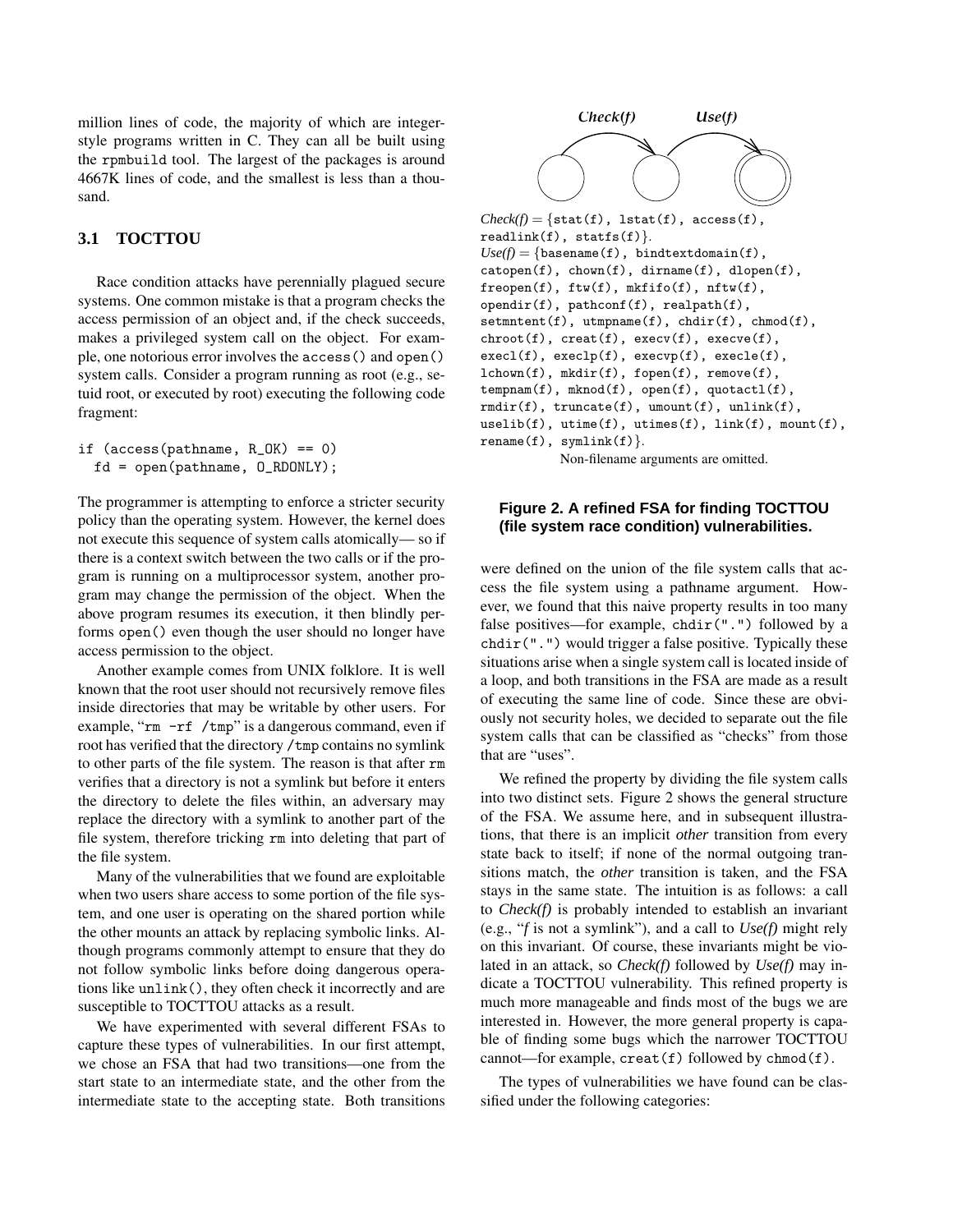million lines of code, the majority of which are integer-style programs written in C. They can all be built using the rpmbuild tool. The largest of the packages is around 4667K lines of code, and the smallest is less than a thousand.

### 3.1 TOCTTOU

Race condition attacks have perennially plagued secure systems. One common mistake is that a program checks the access permission of an object and, if the check succeeds, makes a privileged system call on the object. For example, one notorious error involves the `access()` and `open()` system calls. Consider a program running as root (e.g., setuid root, or executed by root) executing the following code fragment:

```
if (access(pathname, R_OK) == 0)
  fd = open(pathname, O_RDONLY);
```

The programmer is attempting to enforce a stricter security policy than the operating system. However, the kernel does not execute this sequence of system calls atomically— so if there is a context switch between the two calls or if the program is running on a multiprocessor system, another program may change the permission of the object. When the above program resumes its execution, it then blindly performs `open()` even though the user should no longer have access permission to the object.

Another example comes from UNIX folklore. It is well known that the root user should not recursively remove files inside directories that may be writable by other users. For example, "`rm -rf /tmp`" is a dangerous command, even if root has verified that the directory `/tmp` contains no symlink to other parts of the file system. The reason is that after `rm` verifies that a directory is not a symlink but before it enters the directory to delete the files within, an adversary may replace the directory with a symlink to another part of the file system, therefore tricking `rm` into deleting that part of the file system.

Many of the vulnerabilities that we found are exploitable when two users share access to some portion of the file system, and one user is operating on the shared portion while the other mounts an attack by replacing symbolic links. Although programs commonly attempt to ensure that they do not follow symbolic links before doing dangerous operations like `unlink()`, they often check it incorrectly and are susceptible to TOCTTOU attacks as a result.

We have experimented with several different FSAs to capture these types of vulnerabilities. In our first attempt, we chose an FSA that had two transitions—one from the start state to an intermediate state, and the other from the intermediate state to the accepting state. Both transitions were defined on the union of the file system calls that access the file system using a pathname argument. However, we found that this naive property results in too many false positives—for example, `chdir(".")` followed by a `chdir(".")` would trigger a false positive. Typically these situations arise when a single system call is located inside of a loop, and both transitions in the FSA are made as a result of executing the same line of code. Since these are obviously not security holes, we decided to separate out the file system calls that can be classified as "checks" from those that are "uses".

*Check(f)* *Use(f)*

*Check(f)* = {`stat(f)`, `lstat(f)`, `access(f)`, `readlink(f)`, `statfs(f)`}.
*Use(f)* = {`basename(f)`, `bindtextdomain(f)`, `catopen(f)`, `chown(f)`, `dirname(f)`, `dlopen(f)`, `freopen(f)`, `ftw(f)`, `mkfifo(f)`, `nftw(f)`, `opendir(f)`, `pathconf(f)`, `realpath(f)`, `setmntent(f)`, `utmpname(f)`, `chdir(f)`, `chmod(f)`, `chroot(f)`, `creat(f)`, `execv(f)`, `execve(f)`, `execl(f)`, `execlp(f)`, `execvp(f)`, `execle(f)`, `lchown(f)`, `mkdir(f)`, `fopen(f)`, `remove(f)`, `tempnam(f)`, `mknod(f)`, `open(f)`, `quotactl(f)`, `rmdir(f)`, `truncate(f)`, `umount(f)`, `unlink(f)`, `uselib(f)`, `utime(f)`, `utimes(f)`, `link(f)`, `mount(f)`, `rename(f)`, `symlink(f)`}.
Non-filename arguments are omitted.

**Figure 2. A refined FSA for finding TOCTTOU (file system race condition) vulnerabilities.**

We refined the property by dividing the file system calls into two distinct sets. Figure 2 shows the general structure of the FSA. We assume here, and in subsequent illustrations, that there is an implicit *other* transition from every state back to itself; if none of the normal outgoing transitions match, the *other* transition is taken, and the FSA stays in the same state. The intuition is as follows: a call to *Check(f)* is probably intended to establish an invariant (e.g., "*f* is not a symlink"), and a call to *Use(f)* might rely on this invariant. Of course, these invariants might be violated in an attack, so *Check(f)* followed by *Use(f)* may indicate a TOCTTOU vulnerability. This refined property is much more manageable and finds most of the bugs we are interested in. However, the more general property is capable of finding some bugs which the narrower TOCTTOU cannot—for example, `creat(f)` followed by `chmod(f)`.

The types of vulnerabilities we have found can be classified under the following categories: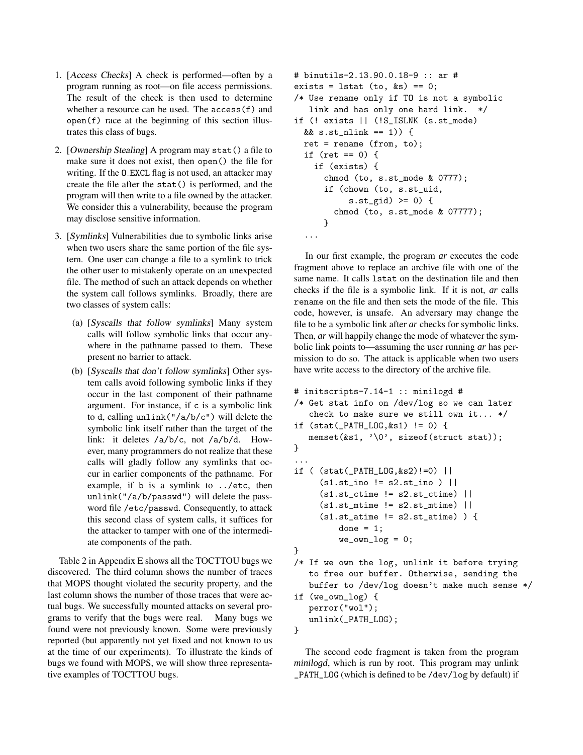1. [*Access Checks*] A check is performed—often by a program running as root—on file access permissions. The result of the check is then used to determine whether a resource can be used. The `access(f)` and `open(f)` race at the beginning of this section illustrates this class of bugs.

2. [*Ownership Stealing*] A program may `stat()` a file to make sure it does not exist, then `open()` the file for writing. If the `O_EXCL` flag is not used, an attacker may create the file after the `stat()` is performed, and the program will then write to a file owned by the attacker. We consider this a vulnerability, because the program may disclose sensitive information.

3. [*Symlinks*] Vulnerabilities due to symbolic links arise when two users share the same portion of the file system. One user can change a file to a symlink to trick the other user to mistakenly operate on an unexpected file. The method of such an attack depends on whether the system call follows symlinks. Broadly, there are two classes of system calls:

   (a) [*Syscalls that follow symlinks*] Many system calls will follow symbolic links that occur anywhere in the pathname passed to them. These present no barrier to attack.

   (b) [*Syscalls that don't follow symlinks*] Other system calls avoid following symbolic links if they occur in the last component of their pathname argument. For instance, if `c` is a symbolic link to `d`, calling `unlink("/a/b/c")` will delete the symbolic link itself rather than the target of the link: it deletes `/a/b/c`, not `/a/b/d`. However, many programmers do not realize that these calls will gladly follow any symlinks that occur in earlier components of the pathname. For example, if `b` is a symlink to `../etc`, then `unlink("/a/b/passwd")` will delete the password file `/etc/passwd`. Consequently, to attack this second class of system calls, it suffices for the attacker to tamper with one of the intermediate components of the path.

Table 2 in Appendix E shows all the TOCTTOU bugs we discovered. The third column shows the number of traces that MOPS thought violated the security property, and the last column shows the number of those traces that were actual bugs. We successfully mounted attacks on several programs to verify that the bugs were real. Many bugs we found were not previously known. Some were previously reported (but apparently not yet fixed and not known to us at the time of our experiments). To illustrate the kinds of bugs we found with MOPS, we will show three representative examples of TOCTTOU bugs.

```
# binutils-2.13.90.0.18-9 :: ar #
exists = lstat (to, &s) == 0;
/* Use rename only if TO is not a symbolic
   link and has only one hard link.  */
if (! exists || (!S_ISLNK (s.st_mode)
  && s.st_nlink == 1)) {
  ret = rename (from, to);
  if (ret == 0) {
    if (exists) {
      chmod (to, s.st_mode & 0777);
      if (chown (to, s.st_uid,
           s.st_gid) >= 0) {
        chmod (to, s.st_mode & 07777);
      }
  ...
```

In our first example, the program *ar* executes the code fragment above to replace an archive file with one of the same name. It calls `lstat` on the destination file and then checks if the file is a symbolic link. If it is not, *ar* calls `rename` on the file and then sets the mode of the file. This code, however, is unsafe. An adversary may change the file to be a symbolic link after *ar* checks for symbolic links. Then, *ar* will happily change the mode of whatever the symbolic link points to—assuming the user running *ar* has permission to do so. The attack is applicable when two users have write access to the directory of the archive file.

```
# initscripts-7.14-1 :: minilogd #
/* Get stat info on /dev/log so we can later
   check to make sure we still own it... */
if (stat(_PATH_LOG,&s1) != 0) {
   memset(&s1, '\0', sizeof(struct stat));
}
...
if ( (stat(_PATH_LOG,&s2)!=0) ||
     (s1.st_ino != s2.st_ino ) ||
     (s1.st_ctime != s2.st_ctime) ||
     (s1.st_mtime != s2.st_mtime) ||
     (s1.st_atime != s2.st_atime) ) {
         done = 1;
         we_own_log = 0;
}
/* If we own the log, unlink it before trying
   to free our buffer. Otherwise, sending the
   buffer to /dev/log doesn't make much sense */
if (we_own_log) {
   perror("wol");
   unlink(_PATH_LOG);
}
```

The second code fragment is taken from the program *minilogd*, which is run by root. This program may unlink `_PATH_LOG` (which is defined to be `/dev/log` by default) if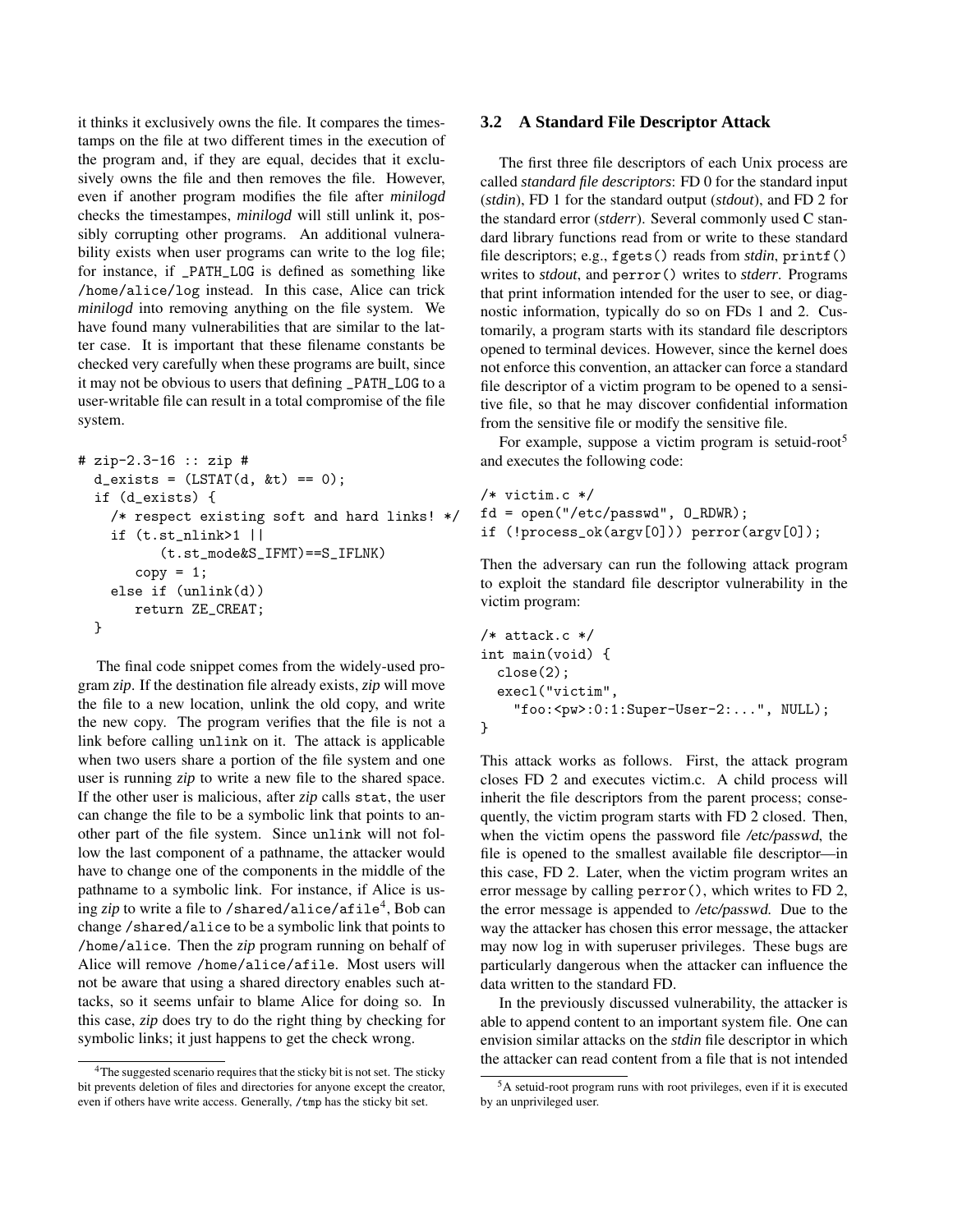it thinks it exclusively owns the file. It compares the timestamps on the file at two different times in the execution of the program and, if they are equal, decides that it exclusively owns the file and then removes the file. However, even if another program modifies the file after *minilogd* checks the timestampes, *minilogd* will still unlink it, possibly corrupting other programs. An additional vulnerability exists when user programs can write to the log file; for instance, if `_PATH_LOG` is defined as something like `/home/alice/log` instead. In this case, Alice can trick *minilogd* into removing anything on the file system. We have found many vulnerabilities that are similar to the latter case. It is important that these filename constants be checked very carefully when these programs are built, since it may not be obvious to users that defining `_PATH_LOG` to a user-writable file can result in a total compromise of the file system.

```
# zip-2.3-16 :: zip #
  d_exists = (LSTAT(d, &t) == 0);
  if (d_exists) {
    /* respect existing soft and hard links! */
    if (t.st_nlink>1 ||
          (t.st_mode&S_IFMT)==S_IFLNK)
       copy = 1;
    else if (unlink(d))
       return ZE_CREAT;
  }
```

The final code snippet comes from the widely-used program *zip*. If the destination file already exists, *zip* will move the file to a new location, unlink the old copy, and write the new copy. The program verifies that the file is not a link before calling `unlink` on it. The attack is applicable when two users share a portion of the file system and one user is running *zip* to write a new file to the shared space. If the other user is malicious, after *zip* calls `stat`, the user can change the file to be a symbolic link that points to another part of the file system. Since `unlink` will not follow the last component of a pathname, the attacker would have to change one of the components in the middle of the pathname to a symbolic link. For instance, if Alice is using *zip* to write a file to `/shared/alice/afile`[4], Bob can change `/shared/alice` to be a symbolic link that points to `/home/alice`. Then the *zip* program running on behalf of Alice will remove `/home/alice/afile`. Most users will not be aware that using a shared directory enables such attacks, so it seems unfair to blame Alice for doing so. In this case, *zip* does try to do the right thing by checking for symbolic links; it just happens to get the check wrong.

[4]The suggested scenario requires that the sticky bit is not set. The sticky bit prevents deletion of files and directories for anyone except the creator, even if others have write access. Generally, `/tmp` has the sticky bit set.

### 3.2 A Standard File Descriptor Attack

The first three file descriptors of each Unix process are called *standard file descriptors*: FD 0 for the standard input (*stdin*), FD 1 for the standard output (*stdout*), and FD 2 for the standard error (*stderr*). Several commonly used C standard library functions read from or write to these standard file descriptors; e.g., `fgets()` reads from *stdin*, `printf()` writes to *stdout*, and `perror()` writes to *stderr*. Programs that print information intended for the user to see, or diagnostic information, typically do so on FDs 1 and 2. Customarily, a program starts with its standard file descriptors opened to terminal devices. However, since the kernel does not enforce this convention, an attacker can force a standard file descriptor of a victim program to be opened to a sensitive file, so that he may discover confidential information from the sensitive file or modify the sensitive file.

For example, suppose a victim program is setuid-root[5] and executes the following code:

```
/* victim.c */
fd = open("/etc/passwd", O_RDWR);
if (!process_ok(argv[0])) perror(argv[0]);
```

Then the adversary can run the following attack program to exploit the standard file descriptor vulnerability in the victim program:

```
/* attack.c */
int main(void) {
  close(2);
  execl("victim",
    "foo:<pw>:0:1:Super-User-2:...", NULL);
}
```

This attack works as follows. First, the attack program closes FD 2 and executes victim.c. A child process will inherit the file descriptors from the parent process; consequently, the victim program starts with FD 2 closed. Then, when the victim opens the password file */etc/passwd*, the file is opened to the smallest available file descriptor—in this case, FD 2. Later, when the victim program writes an error message by calling `perror()`, which writes to FD 2, the error message is appended to */etc/passwd*. Due to the way the attacker has chosen this error message, the attacker may now log in with superuser privileges. These bugs are particularly dangerous when the attacker can influence the data written to the standard FD.

In the previously discussed vulnerability, the attacker is able to append content to an important system file. One can envision similar attacks on the *stdin* file descriptor in which the attacker can read content from a file that is not intended

[5]A setuid-root program runs with root privileges, even if it is executed by an unprivileged user.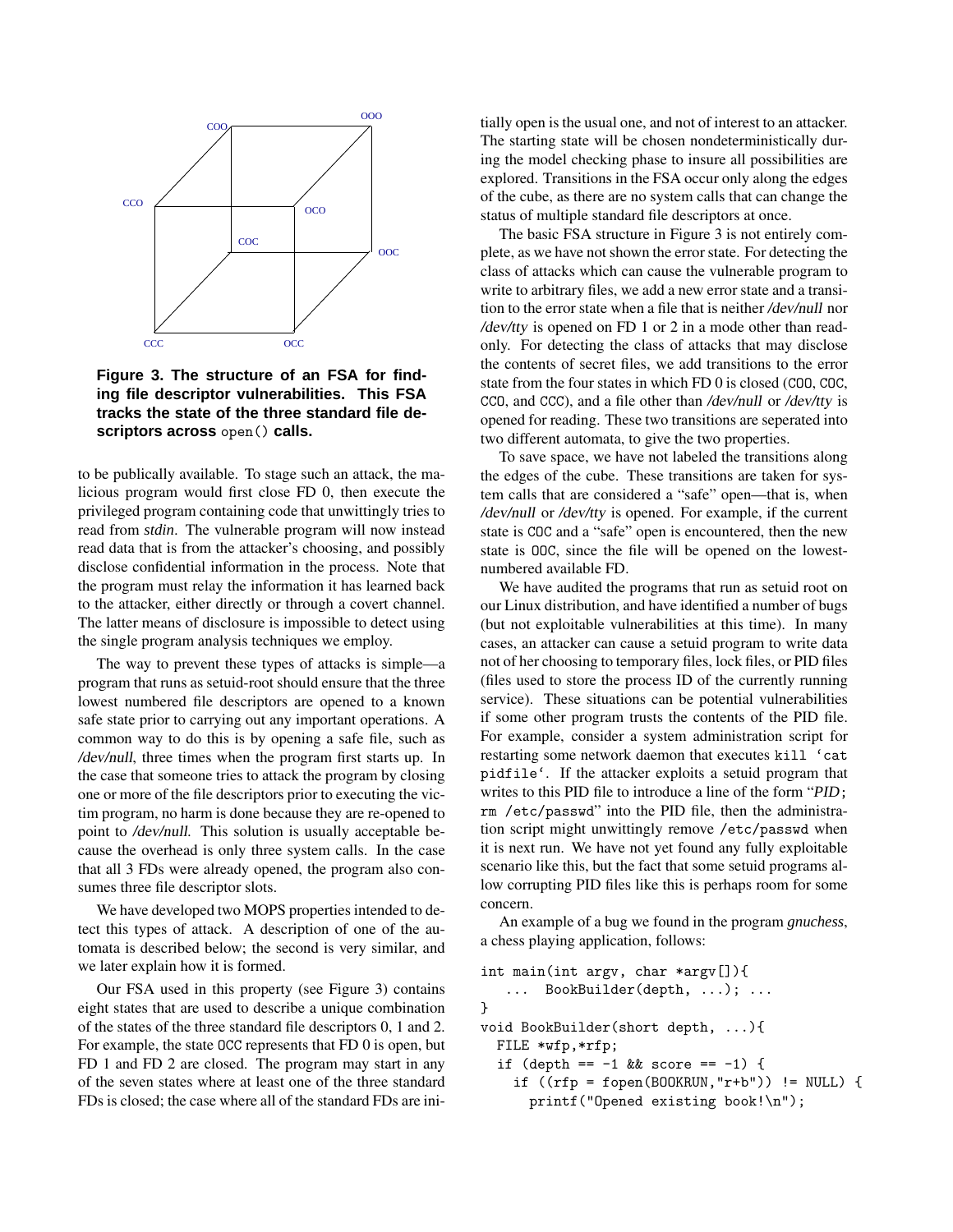**Figure 3. The structure of an FSA for finding file descriptor vulnerabilities. This FSA tracks the state of the three standard file descriptors across `open()` calls.**

to be publically available. To stage such an attack, the malicious program would first close FD 0, then execute the privileged program containing code that unwittingly tries to read from *stdin*. The vulnerable program will now instead read data that is from the attacker's choosing, and possibly disclose confidential information in the process. Note that the program must relay the information it has learned back to the attacker, either directly or through a covert channel. The latter means of disclosure is impossible to detect using the single program analysis techniques we employ.

The way to prevent these types of attacks is simple—a program that runs as setuid-root should ensure that the three lowest numbered file descriptors are opened to a known safe state prior to carrying out any important operations. A common way to do this is by opening a safe file, such as */dev/null*, three times when the program first starts up. In the case that someone tries to attack the program by closing one or more of the file descriptors prior to executing the victim program, no harm is done because they are re-opened to point to */dev/null*. This solution is usually acceptable because the overhead is only three system calls. In the case that all 3 FDs were already opened, the program also consumes three file descriptor slots.

We have developed two MOPS properties intended to detect this types of attack. A description of one of the automata is described below; the second is very similar, and we later explain how it is formed.

Our FSA used in this property (see Figure 3) contains eight states that are used to describe a unique combination of the states of the three standard file descriptors 0, 1 and 2. For example, the state `OCC` represents that FD 0 is open, but FD 1 and FD 2 are closed. The program may start in any of the seven states where at least one of the three standard FDs is closed; the case where all of the standard FDs are initially open is the usual one, and not of interest to an attacker. The starting state will be chosen nondeterministically during the model checking phase to insure all possibilities are explored. Transitions in the FSA occur only along the edges of the cube, as there are no system calls that can change the status of multiple standard file descriptors at once.

The basic FSA structure in Figure 3 is not entirely complete, as we have not shown the error state. For detecting the class of attacks which can cause the vulnerable program to write to arbitrary files, we add a new error state and a transition to the error state when a file that is neither */dev/null* nor */dev/tty* is opened on FD 1 or 2 in a mode other than read-only. For detecting the class of attacks that may disclose the contents of secret files, we add transitions to the error state from the four states in which FD 0 is closed (`COO`, `COC`, `CCO`, and `CCC`), and a file other than */dev/null* or */dev/tty* is opened for reading. These two transitions are seperated into two different automata, to give the two properties.

To save space, we have not labeled the transitions along the edges of the cube. These transitions are taken for system calls that are considered a "safe" open—that is, when */dev/null* or */dev/tty* is opened. For example, if the current state is `COC` and a "safe" open is encountered, then the new state is `OOC`, since the file will be opened on the lowest-numbered available FD.

We have audited the programs that run as setuid root on our Linux distribution, and have identified a number of bugs (but not exploitable vulnerabilities at this time). In many cases, an attacker can cause a setuid program to write data not of her choosing to temporary files, lock files, or PID files (files used to store the process ID of the currently running service). These situations can be potential vulnerabilities if some other program trusts the contents of the PID file. For example, consider a system administration script for restarting some network daemon that executes ``kill `cat pidfile` ``. If the attacker exploits a setuid program that writes to this PID file to introduce a line of the form "*PID*`; rm /etc/passwd`" into the PID file, then the administration script might unwittingly remove `/etc/passwd` when it is next run. We have not yet found any fully exploitable scenario like this, but the fact that some setuid programs allow corrupting PID files like this is perhaps room for some concern.

An example of a bug we found in the program *gnuchess*, a chess playing application, follows:

```
int main(int argv, char *argv[]){
   ...  BookBuilder(depth, ...); ...
}
void BookBuilder(short depth, ...){
  FILE *wfp,*rfp;
  if (depth == -1 && score == -1) {
    if ((rfp = fopen(BOOKRUN,"r+b")) != NULL) {
      printf("Opened existing book!\n");
```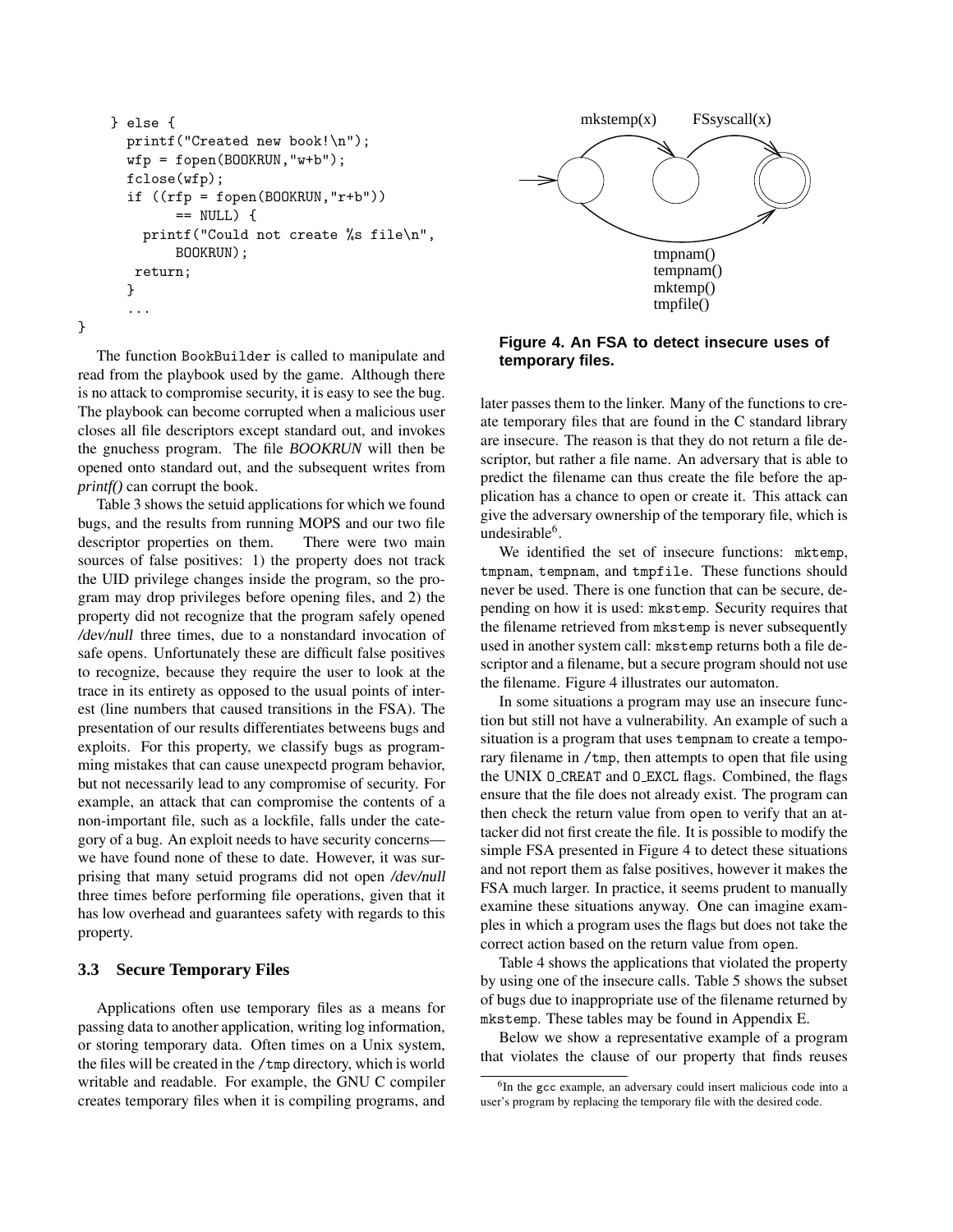```
    } else {
      printf("Created new book!\n");
      wfp = fopen(BOOKRUN,"w+b");
      fclose(wfp);
      if ((rfp = fopen(BOOKRUN,"r+b"))
            == NULL) {
        printf("Could not create %s file\n",
            BOOKRUN);
       return;
      }
      ...
}
```

The function BookBuilder is called to manipulate and read from the playbook used by the game. Although there is no attack to compromise security, it is easy to see the bug. The playbook can become corrupted when a malicious user closes all file descriptors except standard out, and invokes the gnuchess program. The file *BOOKRUN* will then be opened onto standard out, and the subsequent writes from *printf()* can corrupt the book.

Table 3 shows the setuid applications for which we found bugs, and the results from running MOPS and our two file descriptor properties on them. There were two main sources of false positives: 1) the property does not track the UID privilege changes inside the program, so the program may drop privileges before opening files, and 2) the property did not recognize that the program safely opened */dev/null* three times, due to a nonstandard invocation of safe opens. Unfortunately these are difficult false positives to recognize, because they require the user to look at the trace in its entirety as opposed to the usual points of interest (line numbers that caused transitions in the FSA). The presentation of our results differentiates betweens bugs and exploits. For this property, we classify bugs as programming mistakes that can cause unexpectd program behavior, but not necessarily lead to any compromise of security. For example, an attack that can compromise the contents of a non-important file, such as a lockfile, falls under the category of a bug. An exploit needs to have security concerns—we have found none of these to date. However, it was surprising that many setuid programs did not open */dev/null* three times before performing file operations, given that it has low overhead and guarantees safety with regards to this property.

### 3.3 Secure Temporary Files

Applications often use temporary files as a means for passing data to another application, writing log information, or storing temporary data. Often times on a Unix system, the files will be created in the /tmp directory, which is world writable and readable. For example, the GNU C compiler creates temporary files when it is compiling programs, and later passes them to the linker. Many of the functions to create temporary files that are found in the C standard library are insecure. The reason is that they do not return a file descriptor, but rather a file name. An adversary that is able to predict the filename can thus create the file before the application has a chance to open or create it. This attack can give the adversary ownership of the temporary file, which is undesirable[6].

**Figure 4. An FSA to detect insecure uses of temporary files.**

We identified the set of insecure functions: mktemp, tmpnam, tempnam, and tmpfile. These functions should never be used. There is one function that can be secure, depending on how it is used: mkstemp. Security requires that the filename retrieved from mkstemp is never subsequently used in another system call: mkstemp returns both a file descriptor and a filename, but a secure program should not use the filename. Figure 4 illustrates our automaton.

In some situations a program may use an insecure function but still not have a vulnerability. An example of such a situation is a program that uses tempnam to create a temporary filename in /tmp, then attempts to open that file using the UNIX O_CREAT and O_EXCL flags. Combined, the flags ensure that the file does not already exist. The program can then check the return value from open to verify that an attacker did not first create the file. It is possible to modify the simple FSA presented in Figure 4 to detect these situations and not report them as false positives, however it makes the FSA much larger. In practice, it seems prudent to manually examine these situations anyway. One can imagine examples in which a program uses the flags but does not take the correct action based on the return value from open.

Table 4 shows the applications that violated the property by using one of the insecure calls. Table 5 shows the subset of bugs due to inappropriate use of the filename returned by mkstemp. These tables may be found in Appendix E.

Below we show a representative example of a program that violates the clause of our property that finds reuses

[6] In the gcc example, an adversary could insert malicious code into a user's program by replacing the temporary file with the desired code.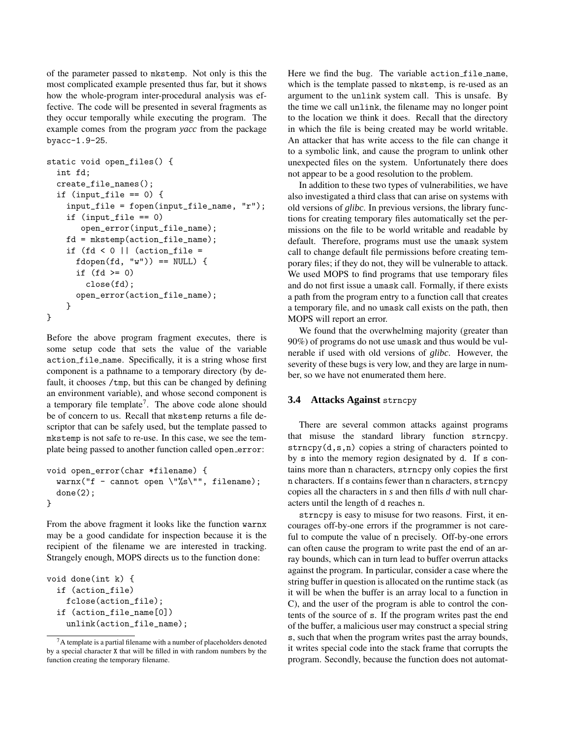of the parameter passed to mkstemp. Not only is this the most complicated example presented thus far, but it shows how the whole-program inter-procedural analysis was effective. The code will be presented in several fragments as they occur temporally while executing the program. The example comes from the program *yacc* from the package byacc-1.9-25.

```
static void open_files() {
  int fd;
  create_file_names();
  if (input_file == 0) {
    input_file = fopen(input_file_name, "r");
    if (input_file == 0)
       open_error(input_file_name);
    fd = mkstemp(action_file_name);
    if (fd < 0 || (action_file =
      fdopen(fd, "w")) == NULL) {
      if (fd >= 0)
        close(fd);
      open_error(action_file_name);
    }
}
```

Before the above program fragment executes, there is some setup code that sets the value of the variable action_file_name. Specifically, it is a string whose first component is a pathname to a temporary directory (by default, it chooses /tmp, but this can be changed by defining an environment variable), and whose second component is a temporary file template[7]. The above code alone should be of concern to us. Recall that mkstemp returns a file descriptor that can be safely used, but the template passed to mkstemp is not safe to re-use. In this case, we see the template being passed to another function called open_error:

```
void open_error(char *filename) {
  warnx("f - cannot open \"%s\"", filename);
  done(2);
}
```

From the above fragment it looks like the function warnx may be a good candidate for inspection because it is the recipient of the filename we are interested in tracking. Strangely enough, MOPS directs us to the function done:

```
void done(int k) {
  if (action_file)
    fclose(action_file);
  if (action_file_name[0])
    unlink(action_file_name);
```

[7] A template is a partial filename with a number of placeholders denoted by a special character X that will be filled in with random numbers by the function creating the temporary filename.

Here we find the bug. The variable action_file_name, which is the template passed to mkstemp, is re-used as an argument to the unlink system call. This is unsafe. By the time we call unlink, the filename may no longer point to the location we think it does. Recall that the directory in which the file is being created may be world writable. An attacker that has write access to the file can change it to a symbolic link, and cause the program to unlink other unexpected files on the system. Unfortunately there does not appear to be a good resolution to the problem.

In addition to these two types of vulnerabilities, we have also investigated a third class that can arise on systems with old versions of *glibc*. In previous versions, the library functions for creating temporary files automatically set the permissions on the file to be world writable and readable by default. Therefore, programs must use the umask system call to change default file permissions before creating temporary files; if they do not, they will be vulnerable to attack. We used MOPS to find programs that use temporary files and do not first issue a umask call. Formally, if there exists a path from the program entry to a function call that creates a temporary file, and no umask call exists on the path, then MOPS will report an error.

We found that the overwhelming majority (greater than 90%) of programs do not use umask and thus would be vulnerable if used with old versions of *glibc*. However, the severity of these bugs is very low, and they are large in number, so we have not enumerated them here.

### 3.4 Attacks Against strncpy

There are several common attacks against programs that misuse the standard library function strncpy. strncpy(d,s,n) copies a string of characters pointed to by s into the memory region designated by d. If s contains more than n characters, strncpy only copies the first n characters. If s contains fewer than n characters, strncpy copies all the characters in *s* and then fills *d* with null characters until the length of d reaches n.

strncpy is easy to misuse for two reasons. First, it encourages off-by-one errors if the programmer is not careful to compute the value of n precisely. Off-by-one errors can often cause the program to write past the end of an array bounds, which can in turn lead to buffer overrun attacks against the program. In particular, consider a case where the string buffer in question is allocated on the runtime stack (as it will be when the buffer is an array local to a function in C), and the user of the program is able to control the contents of the source of s. If the program writes past the end of the buffer, a malicious user may construct a special string s, such that when the program writes past the array bounds, it writes special code into the stack frame that corrupts the program. Secondly, because the function does not automat-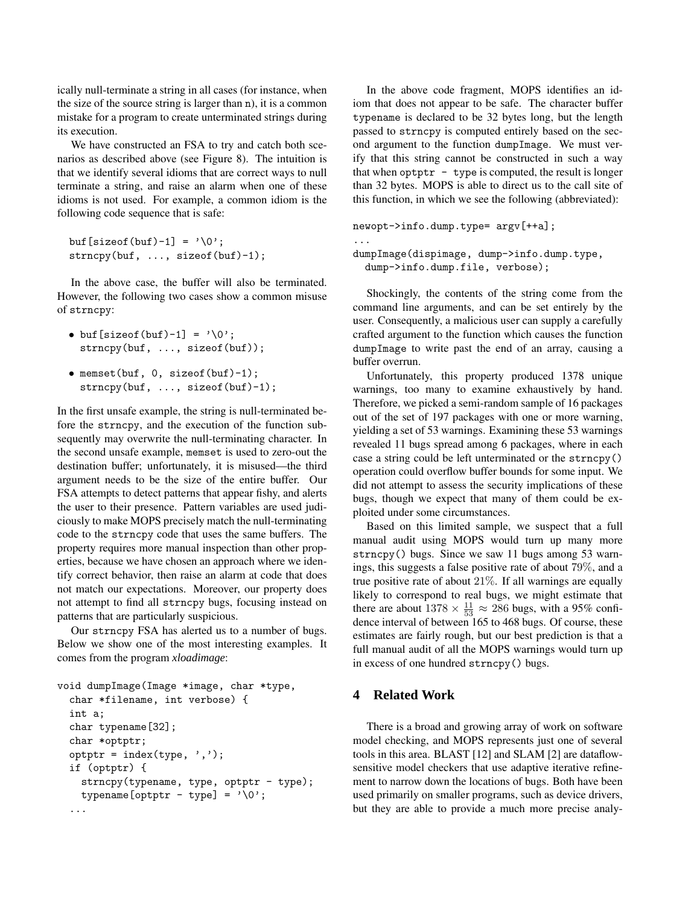ically null-terminate a string in all cases (for instance, when the size of the source string is larger than n), it is a common mistake for a program to create unterminated strings during its execution.

We have constructed an FSA to try and catch both scenarios as described above (see Figure 8). The intuition is that we identify several idioms that are correct ways to null terminate a string, and raise an alarm when one of these idioms is not used. For example, a common idiom is the following code sequence that is safe:

```
buf[sizeof(buf)-1] = '\0';
strncpy(buf, ..., sizeof(buf)-1);
```

In the above case, the buffer will also be terminated. However, the following two cases show a common misuse of `strncpy`:

- ```
  buf[sizeof(buf)-1] = '\0';
  strncpy(buf, ..., sizeof(buf));
  ```
- ```
  memset(buf, 0, sizeof(buf)-1);
  strncpy(buf, ..., sizeof(buf)-1);
  ```

In the first unsafe example, the string is null-terminated before the `strncpy`, and the execution of the function subsequently may overwrite the null-terminating character. In the second unsafe example, `memset` is used to zero-out the destination buffer; unfortunately, it is misused—the third argument needs to be the size of the entire buffer. Our FSA attempts to detect patterns that appear fishy, and alerts the user to their presence. Pattern variables are used judiciously to make MOPS precisely match the null-terminating code to the `strncpy` code that uses the same buffers. The property requires more manual inspection than other properties, because we have chosen an approach where we identify correct behavior, then raise an alarm at code that does not match our expectations. Moreover, our property does not attempt to find all `strncpy` bugs, focusing instead on patterns that are particularly suspicious.

Our `strncpy` FSA has alerted us to a number of bugs. Below we show one of the most interesting examples. It comes from the program *xloadimage*:

```
void dumpImage(Image *image, char *type,
  char *filename, int verbose) {
  int a;
  char typename[32];
  char *optptr;
  optptr = index(type, ',');
  if (optptr) {
    strncpy(typename, type, optptr - type);
    typename[optptr - type] = '\0';
  ...
```

In the above code fragment, MOPS identifies an idiom that does not appear to be safe. The character buffer `typename` is declared to be 32 bytes long, but the length passed to `strncpy` is computed entirely based on the second argument to the function `dumpImage`. We must verify that this string cannot be constructed in such a way that when `optptr - type` is computed, the result is longer than 32 bytes. MOPS is able to direct us to the call site of this function, in which we see the following (abbreviated):

```
newopt->info.dump.type= argv[++a];
...
dumpImage(dispimage, dump->info.dump.type,
  dump->info.dump.file, verbose);
```

Shockingly, the contents of the string come from the command line arguments, and can be set entirely by the user. Consequently, a malicious user can supply a carefully crafted argument to the function which causes the function `dumpImage` to write past the end of an array, causing a buffer overrun.

Unfortunately, this property produced 1378 unique warnings, too many to examine exhaustively by hand. Therefore, we picked a semi-random sample of 16 packages out of the set of 197 packages with one or more warning, yielding a set of 53 warnings. Examining these 53 warnings revealed 11 bugs spread among 6 packages, where in each case a string could be left unterminated or the `strncpy()` operation could overflow buffer bounds for some input. We did not attempt to assess the security implications of these bugs, though we expect that many of them could be exploited under some circumstances.

Based on this limited sample, we suspect that a full manual audit using MOPS would turn up many more `strncpy()` bugs. Since we saw 11 bugs among 53 warnings, this suggests a false positive rate of about 79%, and a true positive rate of about 21%. If all warnings are equally likely to correspond to real bugs, we might estimate that there are about $1378 \times \frac{11}{53} \approx 286$ bugs, with a 95% confidence interval of between 165 to 468 bugs. Of course, these estimates are fairly rough, but our best prediction is that a full manual audit of all the MOPS warnings would turn up in excess of one hundred `strncpy()` bugs.

## 4 Related Work

There is a broad and growing array of work on software model checking, and MOPS represents just one of several tools in this area. BLAST [12] and SLAM [2] are dataflow-sensitive model checkers that use adaptive iterative refinement to narrow down the locations of bugs. Both have been used primarily on smaller programs, such as device drivers, but they are able to provide a much more precise analy-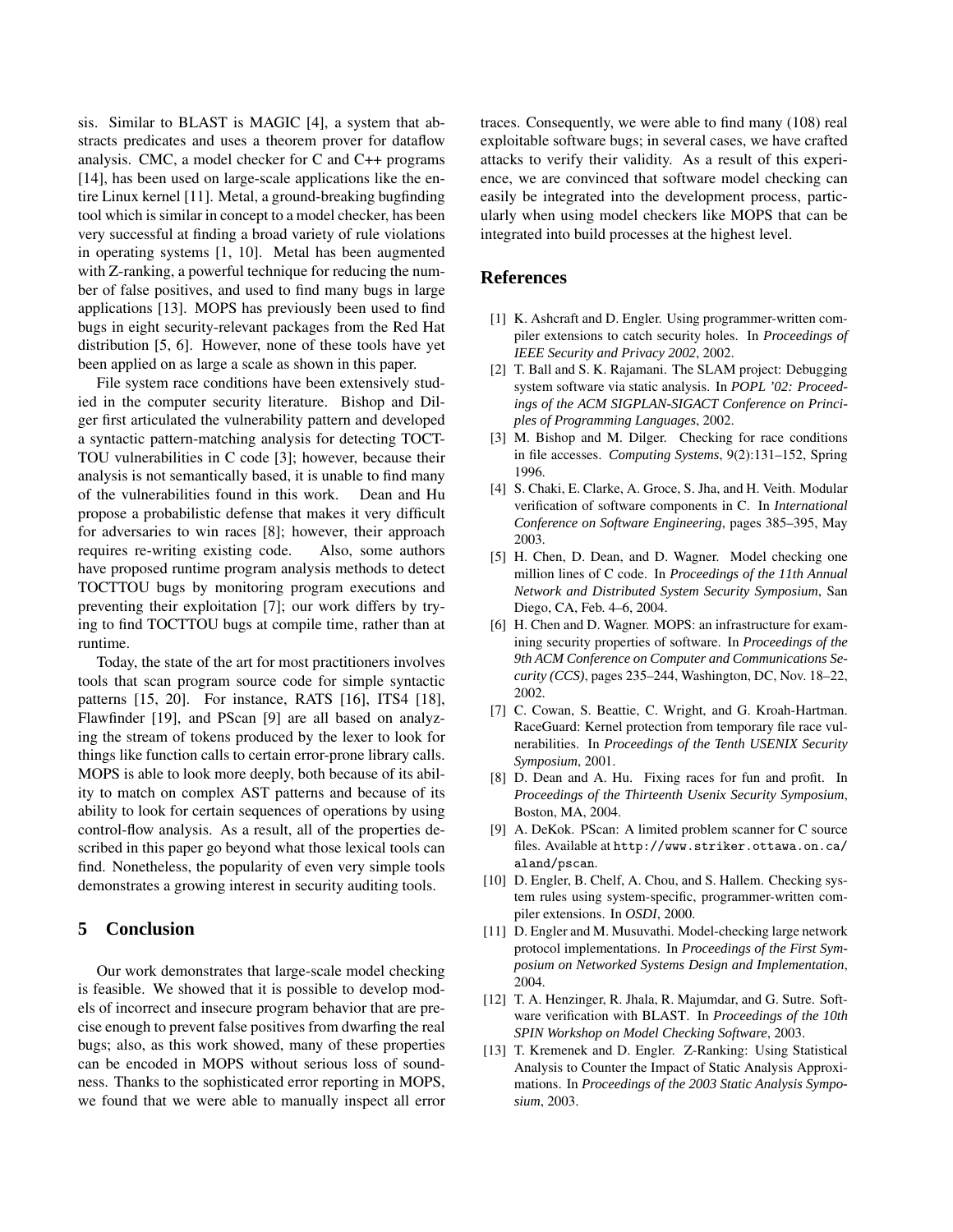sis. Similar to BLAST is MAGIC [4], a system that abstracts predicates and uses a theorem prover for dataflow analysis. CMC, a model checker for C and C++ programs [14], has been used on large-scale applications like the entire Linux kernel [11]. Metal, a ground-breaking bugfinding tool which is similar in concept to a model checker, has been very successful at finding a broad variety of rule violations in operating systems [1, 10]. Metal has been augmented with Z-ranking, a powerful technique for reducing the number of false positives, and used to find many bugs in large applications [13]. MOPS has previously been used to find bugs in eight security-relevant packages from the Red Hat distribution [5, 6]. However, none of these tools have yet been applied on as large a scale as shown in this paper.

File system race conditions have been extensively studied in the computer security literature. Bishop and Dilger first articulated the vulnerability pattern and developed a syntactic pattern-matching analysis for detecting TOCTTOU vulnerabilities in C code [3]; however, because their analysis is not semantically based, it is unable to find many of the vulnerabilities found in this work. Dean and Hu propose a probabilistic defense that makes it very difficult for adversaries to win races [8]; however, their approach requires re-writing existing code. Also, some authors have proposed runtime program analysis methods to detect TOCTTOU bugs by monitoring program executions and preventing their exploitation [7]; our work differs by trying to find TOCTTOU bugs at compile time, rather than at runtime.

Today, the state of the art for most practitioners involves tools that scan program source code for simple syntactic patterns [15, 20]. For instance, RATS [16], ITS4 [18], Flawfinder [19], and PScan [9] are all based on analyzing the stream of tokens produced by the lexer to look for things like function calls to certain error-prone library calls. MOPS is able to look more deeply, both because of its ability to match on complex AST patterns and because of its ability to look for certain sequences of operations by using control-flow analysis. As a result, all of the properties described in this paper go beyond what those lexical tools can find. Nonetheless, the popularity of even very simple tools demonstrates a growing interest in security auditing tools.

## 5 Conclusion

Our work demonstrates that large-scale model checking is feasible. We showed that it is possible to develop models of incorrect and insecure program behavior that are precise enough to prevent false positives from dwarfing the real bugs; also, as this work showed, many of these properties can be encoded in MOPS without serious loss of soundness. Thanks to the sophisticated error reporting in MOPS, we found that we were able to manually inspect all error traces. Consequently, we were able to find many (108) real exploitable software bugs; in several cases, we have crafted attacks to verify their validity. As a result of this experience, we are convinced that software model checking can easily be integrated into the development process, particularly when using model checkers like MOPS that can be integrated into build processes at the highest level.

## References

[1] K. Ashcraft and D. Engler. Using programmer-written compiler extensions to catch security holes. In *Proceedings of IEEE Security and Privacy 2002*, 2002.

[2] T. Ball and S. K. Rajamani. The SLAM project: Debugging system software via static analysis. In *POPL '02: Proceedings of the ACM SIGPLAN-SIGACT Conference on Principles of Programming Languages*, 2002.

[3] M. Bishop and M. Dilger. Checking for race conditions in file accesses. *Computing Systems*, 9(2):131–152, Spring 1996.

[4] S. Chaki, E. Clarke, A. Groce, S. Jha, and H. Veith. Modular verification of software components in C. In *International Conference on Software Engineering*, pages 385–395, May 2003.

[5] H. Chen, D. Dean, and D. Wagner. Model checking one million lines of C code. In *Proceedings of the 11th Annual Network and Distributed System Security Symposium*, San Diego, CA, Feb. 4–6, 2004.

[6] H. Chen and D. Wagner. MOPS: an infrastructure for examining security properties of software. In *Proceedings of the 9th ACM Conference on Computer and Communications Security (CCS)*, pages 235–244, Washington, DC, Nov. 18–22, 2002.

[7] C. Cowan, S. Beattie, C. Wright, and G. Kroah-Hartman. RaceGuard: Kernel protection from temporary file race vulnerabilities. In *Proceedings of the Tenth USENIX Security Symposium*, 2001.

[8] D. Dean and A. Hu. Fixing races for fun and profit. In *Proceedings of the Thirteenth Usenix Security Symposium*, Boston, MA, 2004.

[9] A. DeKok. PScan: A limited problem scanner for C source files. Available at `http://www.striker.ottawa.on.ca/aland/pscan`.

[10] D. Engler, B. Chelf, A. Chou, and S. Hallem. Checking system rules using system-specific, programmer-written compiler extensions. In *OSDI*, 2000.

[11] D. Engler and M. Musuvathi. Model-checking large network protocol implementations. In *Proceedings of the First Symposium on Networked Systems Design and Implementation*, 2004.

[12] T. A. Henzinger, R. Jhala, R. Majumdar, and G. Sutre. Software verification with BLAST. In *Proceedings of the 10th SPIN Workshop on Model Checking Software*, 2003.

[13] T. Kremenek and D. Engler. Z-Ranking: Using Statistical Analysis to Counter the Impact of Static Analysis Approximations. In *Proceedings of the 2003 Static Analysis Symposium*, 2003.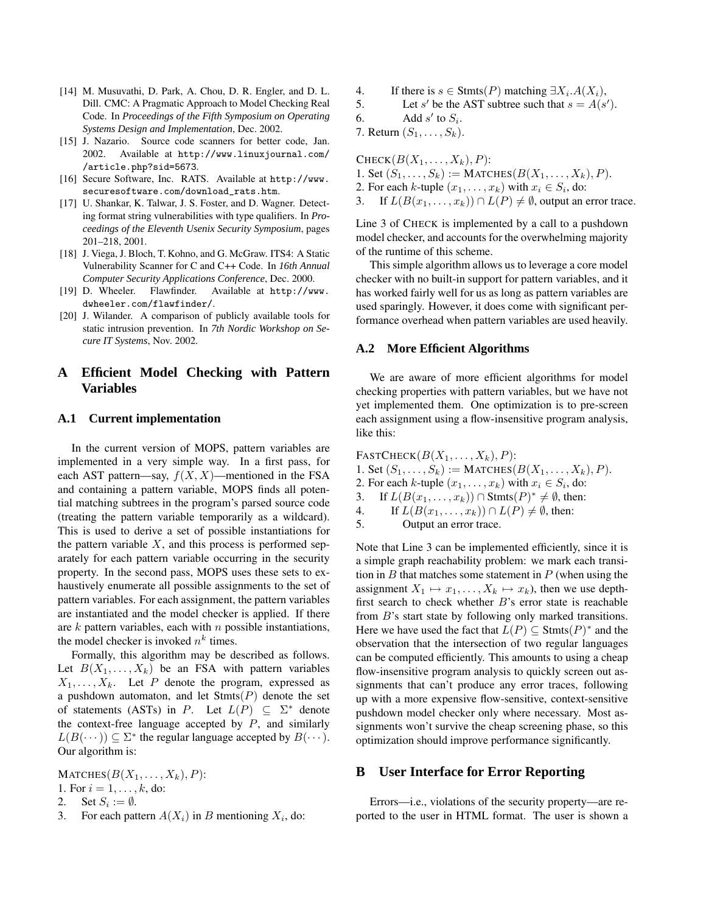[14] M. Musuvathi, D. Park, A. Chou, D. R. Engler, and D. L. Dill. CMC: A Pragmatic Approach to Model Checking Real Code. In *Proceedings of the Fifth Symposium on Operating Systems Design and Implementation*, Dec. 2002.

[15] J. Nazario. Source code scanners for better code, Jan. 2002. Available at `http://www.linuxjournal.com//article.php?sid=5673`.

[16] Secure Software, Inc. RATS. Available at `http://www.securesoftware.com/download_rats.htm`.

[17] U. Shankar, K. Talwar, J. S. Foster, and D. Wagner. Detecting format string vulnerabilities with type qualifiers. In *Proceedings of the Eleventh Usenix Security Symposium*, pages 201–218, 2001.

[18] J. Viega, J. Bloch, T. Kohno, and G. McGraw. ITS4: A Static Vulnerability Scanner for C and C++ Code. In *16th Annual Computer Security Applications Conference*, Dec. 2000.

[19] D. Wheeler. Flawfinder. Available at `http://www.dwheeler.com/flawfinder/`.

[20] J. Wilander. A comparison of publicly available tools for static intrusion prevention. In *7th Nordic Workshop on Secure IT Systems*, Nov. 2002.

# A Efficient Model Checking with Pattern Variables

## A.1 Current implementation

In the current version of MOPS, pattern variables are implemented in a very simple way. In a first pass, for each AST pattern—say, $f(X, X)$—mentioned in the FSA and containing a pattern variable, MOPS finds all potential matching subtrees in the program's parsed source code (treating the pattern variable temporarily as a wildcard). This is used to derive a set of possible instantiations for the pattern variable $X$, and this process is performed separately for each pattern variable occurring in the security property. In the second pass, MOPS uses these sets to exhaustively enumerate all possible assignments to the set of pattern variables. For each assignment, the pattern variables are instantiated and the model checker is applied. If there are $k$ pattern variables, each with $n$ possible instantiations, the model checker is invoked $n^k$ times.

Formally, this algorithm may be described as follows. Let $B(X_1, \ldots, X_k)$ be an FSA with pattern variables $X_1, \ldots, X_k$. Let $P$ denote the program, expressed as a pushdown automaton, and let $\text{Stmts}(P)$ denote the set of statements (ASTs) in $P$. Let $L(P) \subseteq \Sigma^*$ denote the context-free language accepted by $P$, and similarly $L(B(\cdots)) \subseteq \Sigma^*$ the regular language accepted by $B(\cdots)$. Our algorithm is:

MATCHES($B(X_1, \ldots, X_k), P$):
1. For $i = 1, \ldots, k$, do:
2. Set $S_i := \emptyset$.
3. For each pattern $A(X_i)$ in $B$ mentioning $X_i$, do:
4. If there is $s \in \text{Stmts}(P)$ matching $\exists X_i.A(X_i)$,
5. Let $s'$ be the AST subtree such that $s = A(s')$.
6. Add $s'$ to $S_i$.
7. Return $(S_1, \ldots, S_k)$.

CHECK($B(X_1, \ldots, X_k), P$):
1. Set $(S_1, \ldots, S_k) :=$ MATCHES($B(X_1, \ldots, X_k), P$).
2. For each $k$-tuple $(x_1, \ldots, x_k)$ with $x_i \in S_i$, do:
3. If $L(B(x_1, \ldots, x_k)) \cap L(P) \neq \emptyset$, output an error trace.

Line 3 of CHECK is implemented by a call to a pushdown model checker, and accounts for the overwhelming majority of the runtime of this scheme.

This simple algorithm allows us to leverage a core model checker with no built-in support for pattern variables, and it has worked fairly well for us as long as pattern variables are used sparingly. However, it does come with significant performance overhead when pattern variables are used heavily.

## A.2 More Efficient Algorithms

We are aware of more efficient algorithms for model checking properties with pattern variables, but we have not yet implemented them. One optimization is to pre-screen each assignment using a flow-insensitive program analysis, like this:

FASTCHECK($B(X_1, \ldots, X_k), P$):
1. Set $(S_1, \ldots, S_k) :=$ MATCHES($B(X_1, \ldots, X_k), P$).
2. For each $k$-tuple $(x_1, \ldots, x_k)$ with $x_i \in S_i$, do:
3. If $L(B(x_1, \ldots, x_k)) \cap \text{Stmts}(P)^* \neq \emptyset$, then:
4. If $L(B(x_1, \ldots, x_k)) \cap L(P) \neq \emptyset$, then:
5. Output an error trace.

Note that Line 3 can be implemented efficiently, since it is a simple graph reachability problem: we mark each transition in $B$ that matches some statement in $P$ (when using the assignment $X_1 \mapsto x_1, \ldots, X_k \mapsto x_k$), then we use depth-first search to check whether $B$'s error state is reachable from $B$'s start state by following only marked transitions. Here we have used the fact that $L(P) \subseteq \text{Stmts}(P)^*$ and the observation that the intersection of two regular languages can be computed efficiently. This amounts to using a cheap flow-insensitive program analysis to quickly screen out assignments that can't produce any error traces, following up with a more expensive flow-sensitive, context-sensitive pushdown model checker only where necessary. Most assignments won't survive the cheap screening phase, so this optimization should improve performance significantly.

# B User Interface for Error Reporting

Errors—i.e., violations of the security property—are reported to the user in HTML format. The user is shown a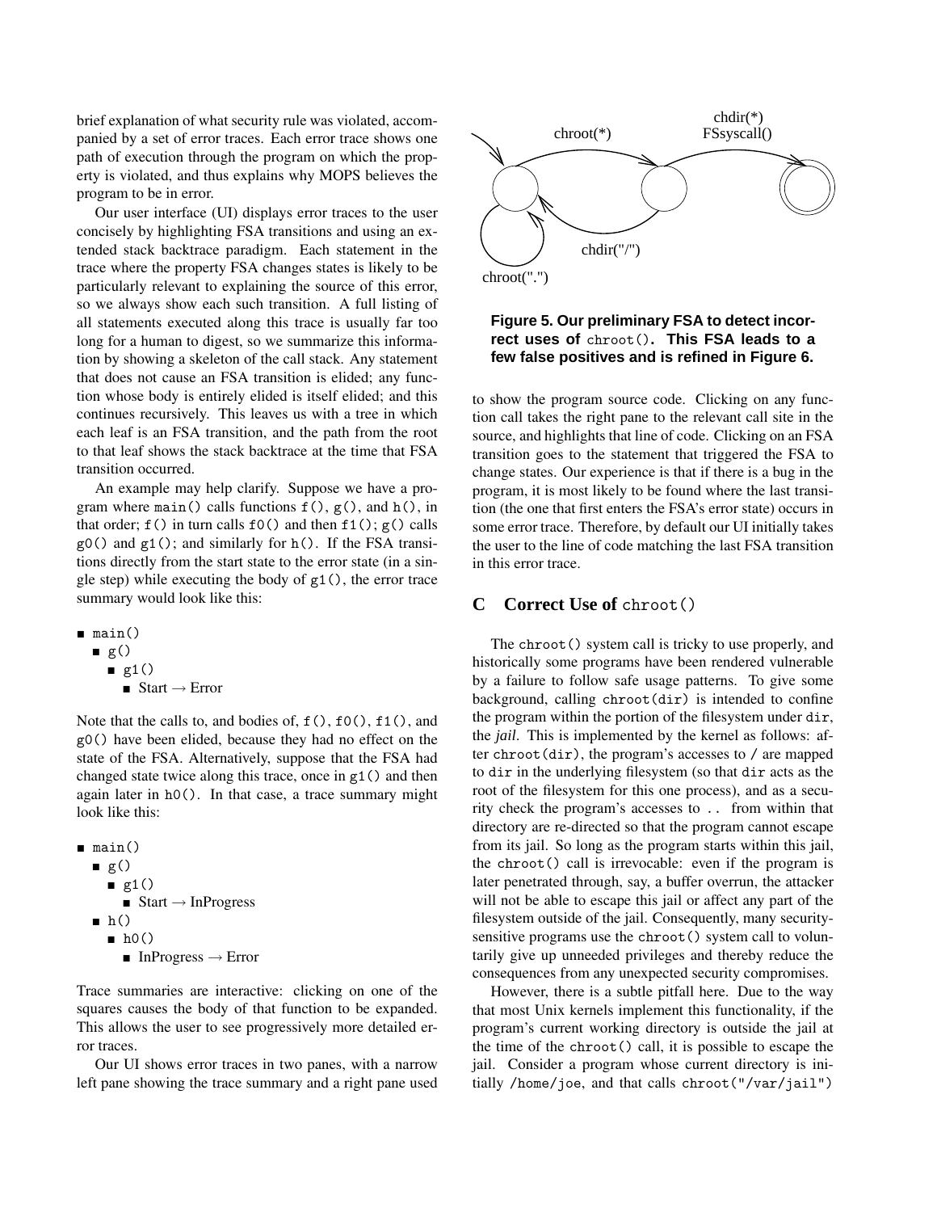brief explanation of what security rule was violated, accompanied by a set of error traces. Each error trace shows one path of execution through the program on which the property is violated, and thus explains why MOPS believes the program to be in error.

Our user interface (UI) displays error traces to the user concisely by highlighting FSA transitions and using an extended stack backtrace paradigm. Each statement in the trace where the property FSA changes states is likely to be particularly relevant to explaining the source of this error, so we always show each such transition. A full listing of all statements executed along this trace is usually far too long for a human to digest, so we summarize this information by showing a skeleton of the call stack. Any statement that does not cause an FSA transition is elided; any function whose body is entirely elided is itself elided; and this continues recursively. This leaves us with a tree in which each leaf is an FSA transition, and the path from the root to that leaf shows the stack backtrace at the time that FSA transition occurred.

An example may help clarify. Suppose we have a program where `main()` calls functions `f()`, `g()`, and `h()`, in that order; `f()` in turn calls `f0()` and then `f1()`; `g()` calls `g0()` and `g1()`; and similarly for `h()`. If the FSA transitions directly from the start state to the error state (in a single step) while executing the body of `g1()`, the error trace summary would look like this:

- `main()`
  - `g()`
    - `g1()`
      - Start → Error

Note that the calls to, and bodies of, `f()`, `f0()`, `f1()`, and `g0()` have been elided, because they had no effect on the state of the FSA. Alternatively, suppose that the FSA had changed state twice along this trace, once in `g1()` and then again later in `h0()`. In that case, a trace summary might look like this:

- `main()`
  - `g()`
    - `g1()`
      - Start → InProgress
  - `h()`
    - `h0()`
      - InProgress → Error

Trace summaries are interactive: clicking on one of the squares causes the body of that function to be expanded. This allows the user to see progressively more detailed error traces.

Our UI shows error traces in two panes, with a narrow left pane showing the trace summary and a right pane used to show the program source code. Clicking on any function call takes the right pane to the relevant call site in the source, and highlights that line of code. Clicking on an FSA transition goes to the statement that triggered the FSA to change states. Our experience is that if there is a bug in the program, it is most likely to be found where the last transition (the one that first enters the FSA's error state) occurs in some error trace. Therefore, by default our UI initially takes the user to the line of code matching the last FSA transition in this error trace.

**Figure 5. Our preliminary FSA to detect incorrect uses of `chroot()`. This FSA leads to a few false positives and is refined in Figure 6.**

## C Correct Use of `chroot()`

The `chroot()` system call is tricky to use properly, and historically some programs have been rendered vulnerable by a failure to follow safe usage patterns. To give some background, calling `chroot(dir)` is intended to confine the program within the portion of the filesystem under `dir`, the *jail*. This is implemented by the kernel as follows: after `chroot(dir)`, the program's accesses to `/` are mapped to `dir` in the underlying filesystem (so that `dir` acts as the root of the filesystem for this one process), and as a security check the program's accesses to `..` from within that directory are re-directed so that the program cannot escape from its jail. So long as the program starts within this jail, the `chroot()` call is irrevocable: even if the program is later penetrated through, say, a buffer overrun, the attacker will not be able to escape this jail or affect any part of the filesystem outside of the jail. Consequently, many security-sensitive programs use the `chroot()` system call to voluntarily give up unneeded privileges and thereby reduce the consequences from any unexpected security compromises.

However, there is a subtle pitfall here. Due to the way that most Unix kernels implement this functionality, if the program's current working directory is outside the jail at the time of the `chroot()` call, it is possible to escape the jail. Consider a program whose current directory is initially `/home/joe`, and that calls `chroot("/var/jail")`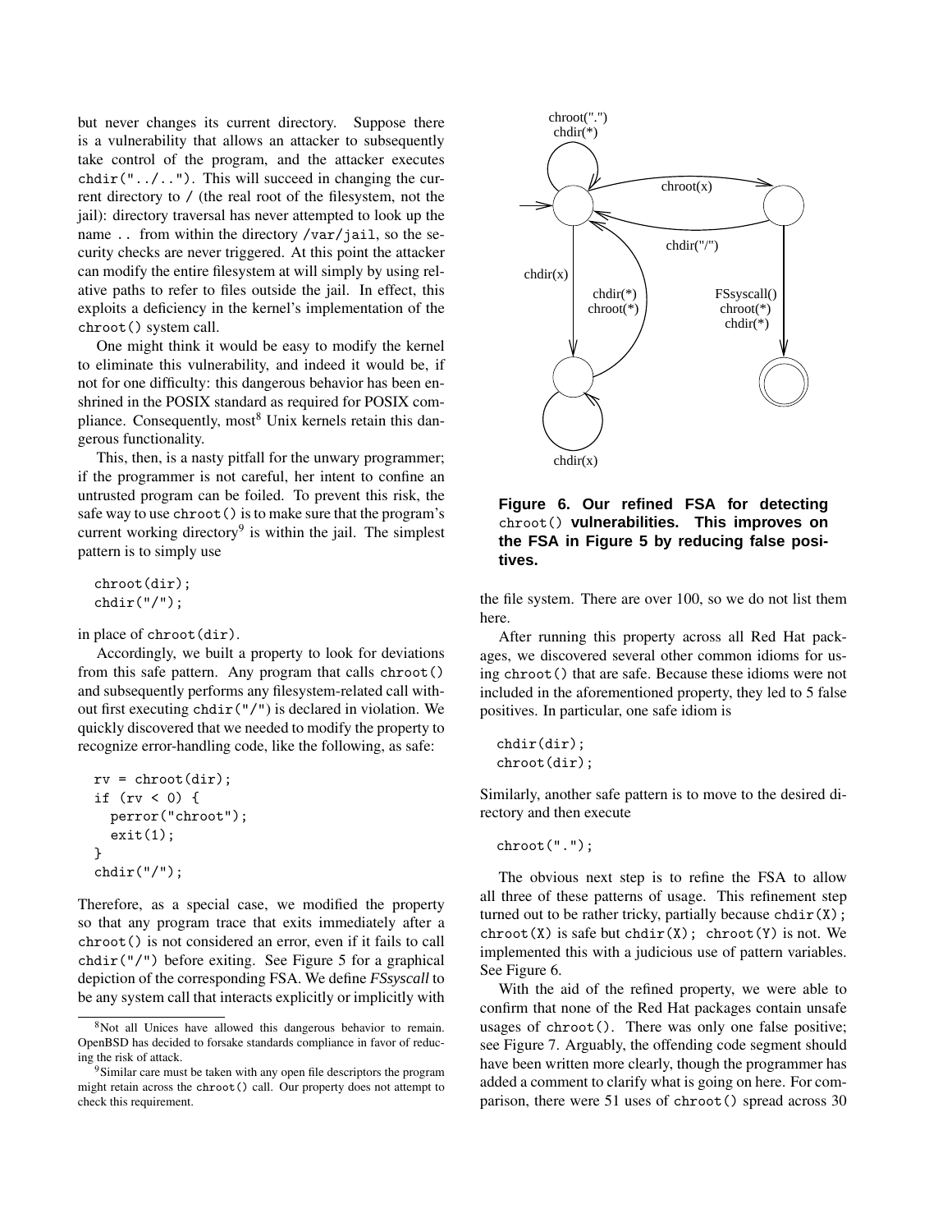but never changes its current directory. Suppose there is a vulnerability that allows an attacker to subsequently take control of the program, and the attacker executes `chdir("../..")`. This will succeed in changing the current directory to `/` (the real root of the filesystem, not the jail): directory traversal has never attempted to look up the name `..` from within the directory `/var/jail`, so the security checks are never triggered. At this point the attacker can modify the entire filesystem at will simply by using relative paths to refer to files outside the jail. In effect, this exploits a deficiency in the kernel's implementation of the `chroot()` system call.

One might think it would be easy to modify the kernel to eliminate this vulnerability, and indeed it would be, if not for one difficulty: this dangerous behavior has been enshrined in the POSIX standard as required for POSIX compliance. Consequently, most[8] Unix kernels retain this dangerous functionality.

This, then, is a nasty pitfall for the unwary programmer; if the programmer is not careful, her intent to confine an untrusted program can be foiled. To prevent this risk, the safe way to use `chroot()` is to make sure that the program's current working directory[9] is within the jail. The simplest pattern is to simply use

```
chroot(dir);
chdir("/");
```

in place of `chroot(dir)`.

Accordingly, we built a property to look for deviations from this safe pattern. Any program that calls `chroot()` and subsequently performs any filesystem-related call without first executing `chdir("/")` is declared in violation. We quickly discovered that we needed to modify the property to recognize error-handling code, like the following, as safe:

```
rv = chroot(dir);
if (rv < 0) {
  perror("chroot");
  exit(1);
}
chdir("/");
```

Therefore, as a special case, we modified the property so that any program trace that exits immediately after a `chroot()` is not considered an error, even if it fails to call `chdir("/")` before exiting. See Figure 5 for a graphical depiction of the corresponding FSA. We define *FSsyscall* to be any system call that interacts explicitly or implicitly with the file system. There are over 100, so we do not list them here.

After running this property across all Red Hat packages, we discovered several other common idioms for using `chroot()` that are safe. Because these idioms were not included in the aforementioned property, they led to 5 false positives. In particular, one safe idiom is

```
chdir(dir);
chroot(dir);
```

Similarly, another safe pattern is to move to the desired directory and then execute

```
chroot(".");
```

The obvious next step is to refine the FSA to allow all three of these patterns of usage. This refinement step turned out to be rather tricky, partially because `chdir(X); chroot(X)` is safe but `chdir(X); chroot(Y)` is not. We implemented this with a judicious use of pattern variables. See Figure 6.

**Figure 6. Our refined FSA for detecting `chroot()` vulnerabilities. This improves on the FSA in Figure 5 by reducing false positives.**

With the aid of the refined property, we were able to confirm that none of the Red Hat packages contain unsafe usages of `chroot()`. There was only one false positive; see Figure 7. Arguably, the offending code segment should have been written more clearly, though the programmer has added a comment to clarify what is going on here. For comparison, there were 51 uses of `chroot()` spread across 30

[8] Not all Unices have allowed this dangerous behavior to remain. OpenBSD has decided to forsake standards compliance in favor of reducing the risk of attack.

[9] Similar care must be taken with any open file descriptors the program might retain across the `chroot()` call. Our property does not attempt to check this requirement.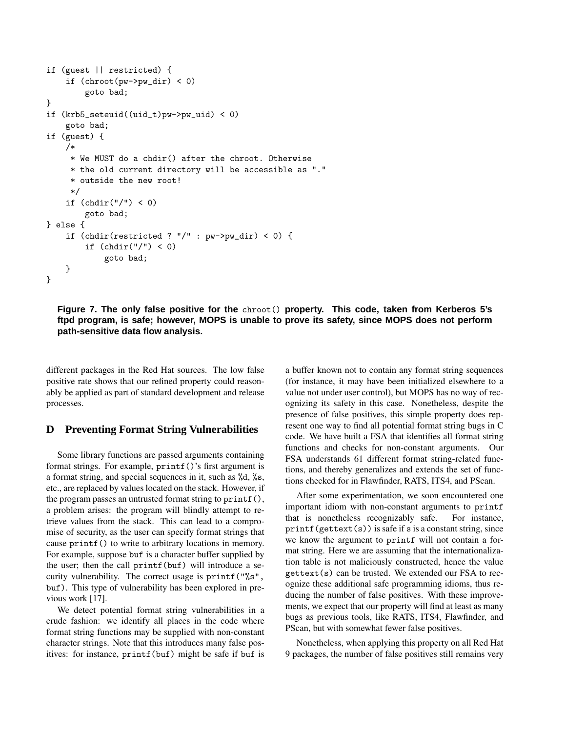```
if (guest || restricted) {
    if (chroot(pw->pw_dir) < 0)
        goto bad;
}
if (krb5_seteuid((uid_t)pw->pw_uid) < 0)
    goto bad;
if (guest) {
    /*
     * We MUST do a chdir() after the chroot. Otherwise
     * the old current directory will be accessible as "."
     * outside the new root!
     */
    if (chdir("/") < 0)
        goto bad;
} else {
    if (chdir(restricted ? "/" : pw->pw_dir) < 0) {
        if (chdir("/") < 0)
            goto bad;
    }
}
```

**Figure 7. The only false positive for the `chroot()` property. This code, taken from Kerberos 5's ftpd program, is safe; however, MOPS is unable to prove its safety, since MOPS does not perform path-sensitive data flow analysis.**

different packages in the Red Hat sources. The low false positive rate shows that our refined property could reasonably be applied as part of standard development and release processes.

## D Preventing Format String Vulnerabilities

Some library functions are passed arguments containing format strings. For example, `printf()`'s first argument is a format string, and special sequences in it, such as `%d`, `%s`, etc., are replaced by values located on the stack. However, if the program passes an untrusted format string to `printf()`, a problem arises: the program will blindly attempt to retrieve values from the stack. This can lead to a compromise of security, as the user can specify format strings that cause `printf()` to write to arbitrary locations in memory. For example, suppose `buf` is a character buffer supplied by the user; then the call `printf(buf)` will introduce a security vulnerability. The correct usage is `printf("%s", buf)`. This type of vulnerability has been explored in previous work [17].

We detect potential format string vulnerabilities in a crude fashion: we identify all places in the code where format string functions may be supplied with non-constant character strings. Note that this introduces many false positives: for instance, `printf(buf)` might be safe if `buf` is a buffer known not to contain any format string sequences (for instance, it may have been initialized elsewhere to a value not under user control), but MOPS has no way of recognizing its safety in this case. Nonetheless, despite the presence of false positives, this simple property does represent one way to find all potential format string bugs in C code. We have built a FSA that identifies all format string functions and checks for non-constant arguments. Our FSA understands 61 different format string-related functions, and thereby generalizes and extends the set of functions checked for in Flawfinder, RATS, ITS4, and PScan.

After some experimentation, we soon encountered one important idiom with non-constant arguments to `printf` that is nonetheless recognizably safe. For instance, `printf(gettext(s))` is safe if `s` is a constant string, since we know the argument to `printf` will not contain a format string. Here we are assuming that the internationalization table is not maliciously constructed, hence the value `gettext(s)` can be trusted. We extended our FSA to recognize these additional safe programming idioms, thus reducing the number of false positives. With these improvements, we expect that our property will find at least as many bugs as previous tools, like RATS, ITS4, Flawfinder, and PScan, but with somewhat fewer false positives.

Nonetheless, when applying this property on all Red Hat 9 packages, the number of false positives still remains very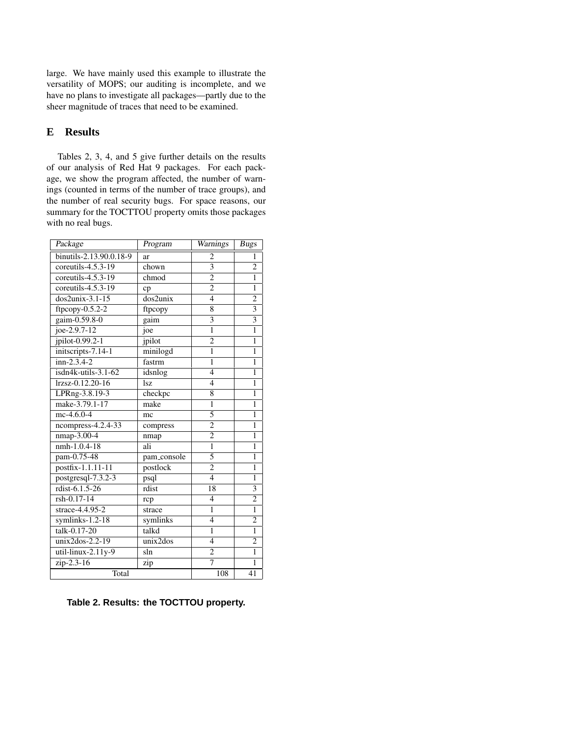large. We have mainly used this example to illustrate the versatility of MOPS; our auditing is incomplete, and we have no plans to investigate all packages—partly due to the sheer magnitude of traces that need to be examined.

## E Results

Tables 2, 3, 4, and 5 give further details on the results of our analysis of Red Hat 9 packages. For each package, we show the program affected, the number of warnings (counted in terms of the number of trace groups), and the number of real security bugs. For space reasons, our summary for the TOCTTOU property omits those packages with no real bugs.

| *Package* | *Program* | *Warnings* | *Bugs* |
|---|---|---|---|
| binutils-2.13.90.0.18-9 | ar | 2 | 1 |
| coreutils-4.5.3-19 | chown | 3 | 2 |
| coreutils-4.5.3-19 | chmod | 2 | 1 |
| coreutils-4.5.3-19 | cp | 2 | 1 |
| dos2unix-3.1-15 | dos2unix | 4 | 2 |
| ftpcopy-0.5.2-2 | ftpcopy | 8 | 3 |
| gaim-0.59.8-0 | gaim | 3 | 3 |
| joe-2.9.7-12 | joe | 1 | 1 |
| jpilot-0.99.2-1 | jpilot | 2 | 1 |
| initscripts-7.14-1 | minilogd | 1 | 1 |
| inn-2.3.4-2 | fastrm | 1 | 1 |
| isdn4k-utils-3.1-62 | idsnlog | 4 | 1 |
| lrzsz-0.12.20-16 | lsz | 4 | 1 |
| LPRng-3.8.19-3 | checkpc | 8 | 1 |
| make-3.79.1-17 | make | 1 | 1 |
| mc-4.6.0-4 | mc | 5 | 1 |
| ncompress-4.2.4-33 | compress | 2 | 1 |
| nmap-3.00-4 | nmap | 2 | 1 |
| nmh-1.0.4-18 | ali | 1 | 1 |
| pam-0.75-48 | pam_console | 5 | 1 |
| postfix-1.1.11-11 | postlock | 2 | 1 |
| postgresql-7.3.2-3 | psql | 4 | 1 |
| rdist-6.1.5-26 | rdist | 18 | 3 |
| rsh-0.17-14 | rcp | 4 | 2 |
| strace-4.4.95-2 | strace | 1 | 1 |
| symlinks-1.2-18 | symlinks | 4 | 2 |
| talk-0.17-20 | talkd | 1 | 1 |
| unix2dos-2.2-19 | unix2dos | 4 | 2 |
| util-linux-2.11y-9 | sln | 2 | 1 |
| zip-2.3-16 | zip | 7 | 1 |
| Total | | 108 | 41 |

**Table 2. Results: the TOCTTOU property.**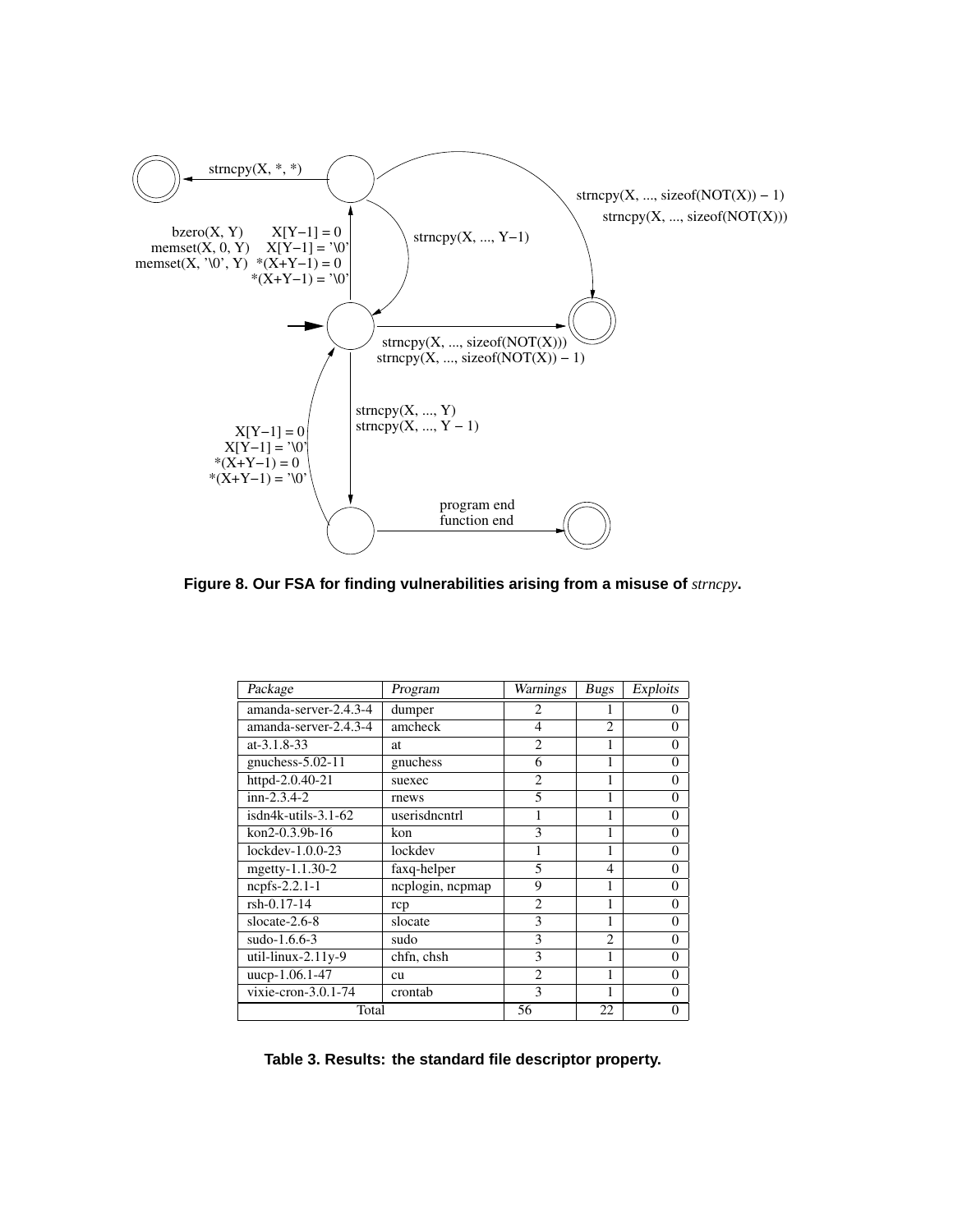strncpy(X, \*, \*)

strncpy(X, ..., sizeof(NOT(X)) − 1)
strncpy(X, ..., sizeof(NOT(X)))

bzero(X, Y)
memset(X, 0, Y)
memset(X, '\0', Y)
X[Y−1] = 0
X[Y−1] = '\0'
\*(X+Y−1) = 0
\*(X+Y−1) = '\0'

strncpy(X, ..., Y−1)

strncpy(X, ..., sizeof(NOT(X)))
strncpy(X, ..., sizeof(NOT(X)) − 1)

strncpy(X, ..., Y)
strncpy(X, ..., Y − 1)

X[Y−1] = 0
X[Y−1] = '\0'
\*(X+Y−1) = 0
\*(X+Y−1) = '\0'

program end
function end

**Figure 8. Our FSA for finding vulnerabilities arising from a misuse of *strncpy*.**

| *Package* | *Program* | *Warnings* | *Bugs* | *Exploits* |
|---|---|---|---|---|
| amanda-server-2.4.3-4 | dumper | 2 | 1 | 0 |
| amanda-server-2.4.3-4 | amcheck | 4 | 2 | 0 |
| at-3.1.8-33 | at | 2 | 1 | 0 |
| gnuchess-5.02-11 | gnuchess | 6 | 1 | 0 |
| httpd-2.0.40-21 | suexec | 2 | 1 | 0 |
| inn-2.3.4-2 | rnews | 5 | 1 | 0 |
| isdn4k-utils-3.1-62 | userisdncntrl | 1 | 1 | 0 |
| kon2-0.3.9b-16 | kon | 3 | 1 | 0 |
| lockdev-1.0.0-23 | lockdev | 1 | 1 | 0 |
| mgetty-1.1.30-2 | faxq-helper | 5 | 4 | 0 |
| ncpfs-2.2.1-1 | ncplogin, ncpmap | 9 | 1 | 0 |
| rsh-0.17-14 | rcp | 2 | 1 | 0 |
| slocate-2.6-8 | slocate | 3 | 1 | 0 |
| sudo-1.6.6-3 | sudo | 3 | 2 | 0 |
| util-linux-2.11y-9 | chfn, chsh | 3 | 1 | 0 |
| uucp-1.06.1-47 | cu | 2 | 1 | 0 |
| vixie-cron-3.0.1-74 | crontab | 3 | 1 | 0 |
| Total | | 56 | 22 | 0 |

**Table 3. Results: the standard file descriptor property.**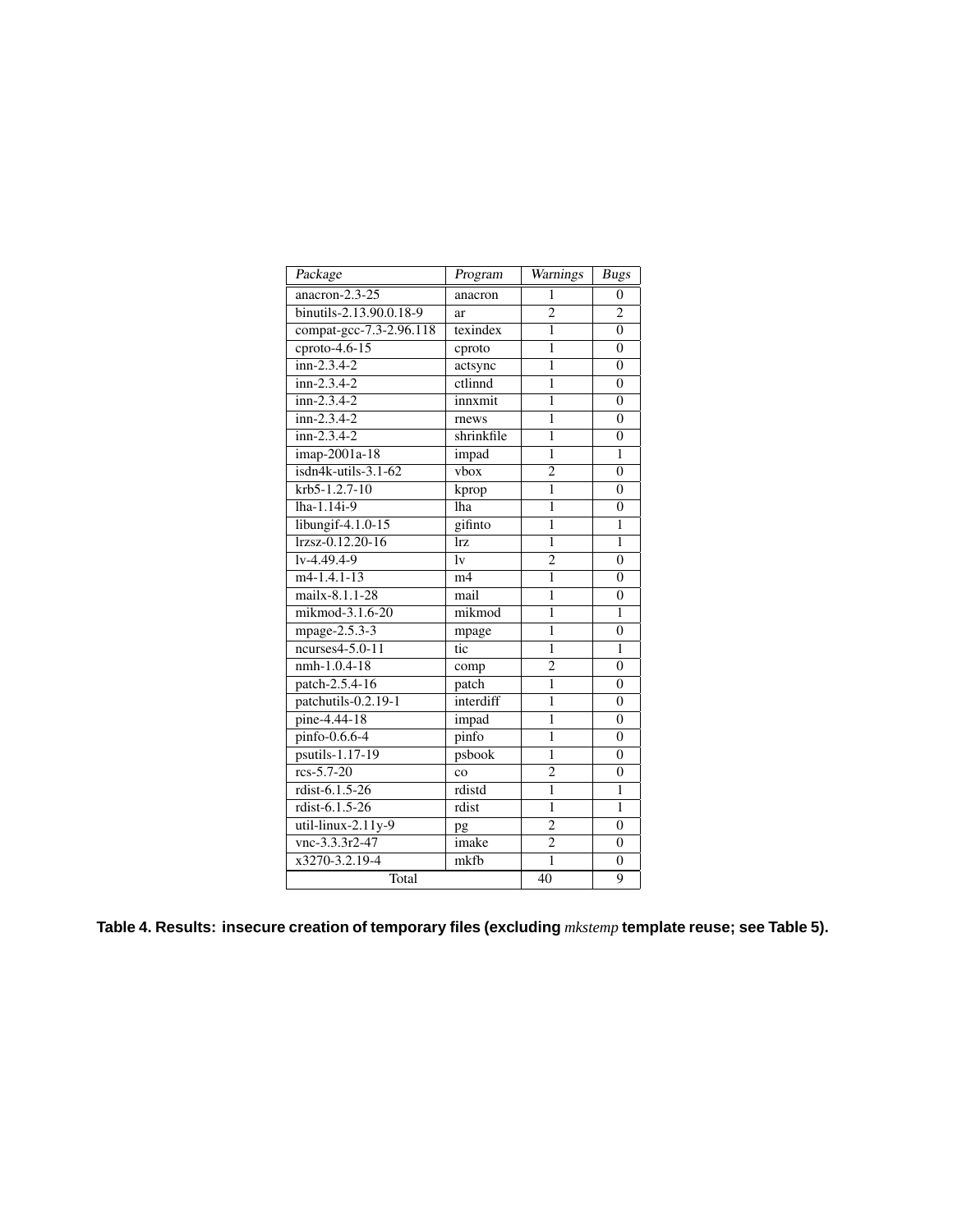| *Package* | *Program* | *Warnings* | *Bugs* |
|---|---|---|---|
| anacron-2.3-25 | anacron | 1 | 0 |
| binutils-2.13.90.0.18-9 | ar | 2 | 2 |
| compat-gcc-7.3-2.96.118 | texindex | 1 | 0 |
| cproto-4.6-15 | cproto | 1 | 0 |
| inn-2.3.4-2 | actsync | 1 | 0 |
| inn-2.3.4-2 | ctlinnd | 1 | 0 |
| inn-2.3.4-2 | innxmit | 1 | 0 |
| inn-2.3.4-2 | rnews | 1 | 0 |
| inn-2.3.4-2 | shrinkfile | 1 | 0 |
| imap-2001a-18 | impad | 1 | 1 |
| isdn4k-utils-3.1-62 | vbox | 2 | 0 |
| krb5-1.2.7-10 | kprop | 1 | 0 |
| lha-1.14i-9 | lha | 1 | 0 |
| libungif-4.1.0-15 | gifinto | 1 | 1 |
| lrzsz-0.12.20-16 | lrz | 1 | 1 |
| lv-4.49.4-9 | lv | 2 | 0 |
| m4-1.4.1-13 | m4 | 1 | 0 |
| mailx-8.1.1-28 | mail | 1 | 0 |
| mikmod-3.1.6-20 | mikmod | 1 | 1 |
| mpage-2.5.3-3 | mpage | 1 | 0 |
| ncurses4-5.0-11 | tic | 1 | 1 |
| nmh-1.0.4-18 | comp | 2 | 0 |
| patch-2.5.4-16 | patch | 1 | 0 |
| patchutils-0.2.19-1 | interdiff | 1 | 0 |
| pine-4.44-18 | impad | 1 | 0 |
| pinfo-0.6.6-4 | pinfo | 1 | 0 |
| psutils-1.17-19 | psbook | 1 | 0 |
| rcs-5.7-20 | co | 2 | 0 |
| rdist-6.1.5-26 | rdistd | 1 | 1 |
| rdist-6.1.5-26 | rdist | 1 | 1 |
| util-linux-2.11y-9 | pg | 2 | 0 |
| vnc-3.3.3r2-47 | imake | 2 | 0 |
| x3270-3.2.19-4 | mkfb | 1 | 0 |
| Total | | 40 | 9 |

**Table 4. Results: insecure creation of temporary files (excluding *mkstemp* template reuse; see Table 5).**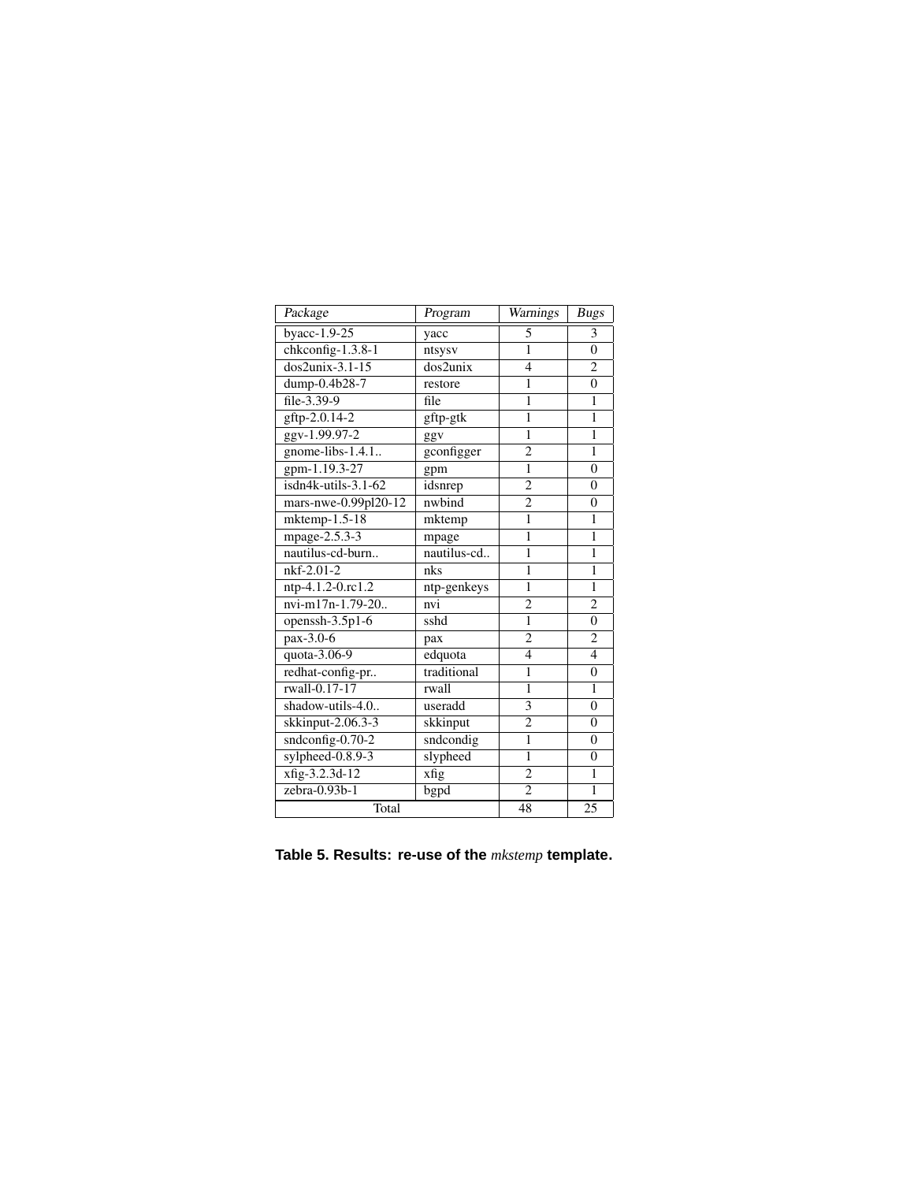| *Package* | *Program* | *Warnings* | *Bugs* |
|---|---|---|---|
| byacc-1.9-25 | yacc | 5 | 3 |
| chkconfig-1.3.8-1 | ntsysv | 1 | 0 |
| dos2unix-3.1-15 | dos2unix | 4 | 2 |
| dump-0.4b28-7 | restore | 1 | 0 |
| file-3.39-9 | file | 1 | 1 |
| gftp-2.0.14-2 | gftp-gtk | 1 | 1 |
| ggv-1.99.97-2 | ggv | 1 | 1 |
| gnome-libs-1.4.1.. | gconfigger | 2 | 1 |
| gpm-1.19.3-27 | gpm | 1 | 0 |
| isdn4k-utils-3.1-62 | idsnrep | 2 | 0 |
| mars-nwe-0.99pl20-12 | nwbind | 2 | 0 |
| mktemp-1.5-18 | mktemp | 1 | 1 |
| mpage-2.5.3-3 | mpage | 1 | 1 |
| nautilus-cd-burn.. | nautilus-cd.. | 1 | 1 |
| nkf-2.01-2 | nks | 1 | 1 |
| ntp-4.1.2-0.rc1.2 | ntp-genkeys | 1 | 1 |
| nvi-m17n-1.79-20.. | nvi | 2 | 2 |
| openssh-3.5p1-6 | sshd | 1 | 0 |
| pax-3.0-6 | pax | 2 | 2 |
| quota-3.06-9 | edquota | 4 | 4 |
| redhat-config-pr.. | traditional | 1 | 0 |
| rwall-0.17-17 | rwall | 1 | 1 |
| shadow-utils-4.0.. | useradd | 3 | 0 |
| skkinput-2.06.3-3 | skkinput | 2 | 0 |
| sndconfig-0.70-2 | sndcondig | 1 | 0 |
| sylpheed-0.8.9-3 | slypheed | 1 | 0 |
| xfig-3.2.3d-12 | xfig | 2 | 1 |
| zebra-0.93b-1 | bgpd | 2 | 1 |
| Total | | 48 | 25 |

**Table 5. Results: re-use of the *mkstemp* template.**